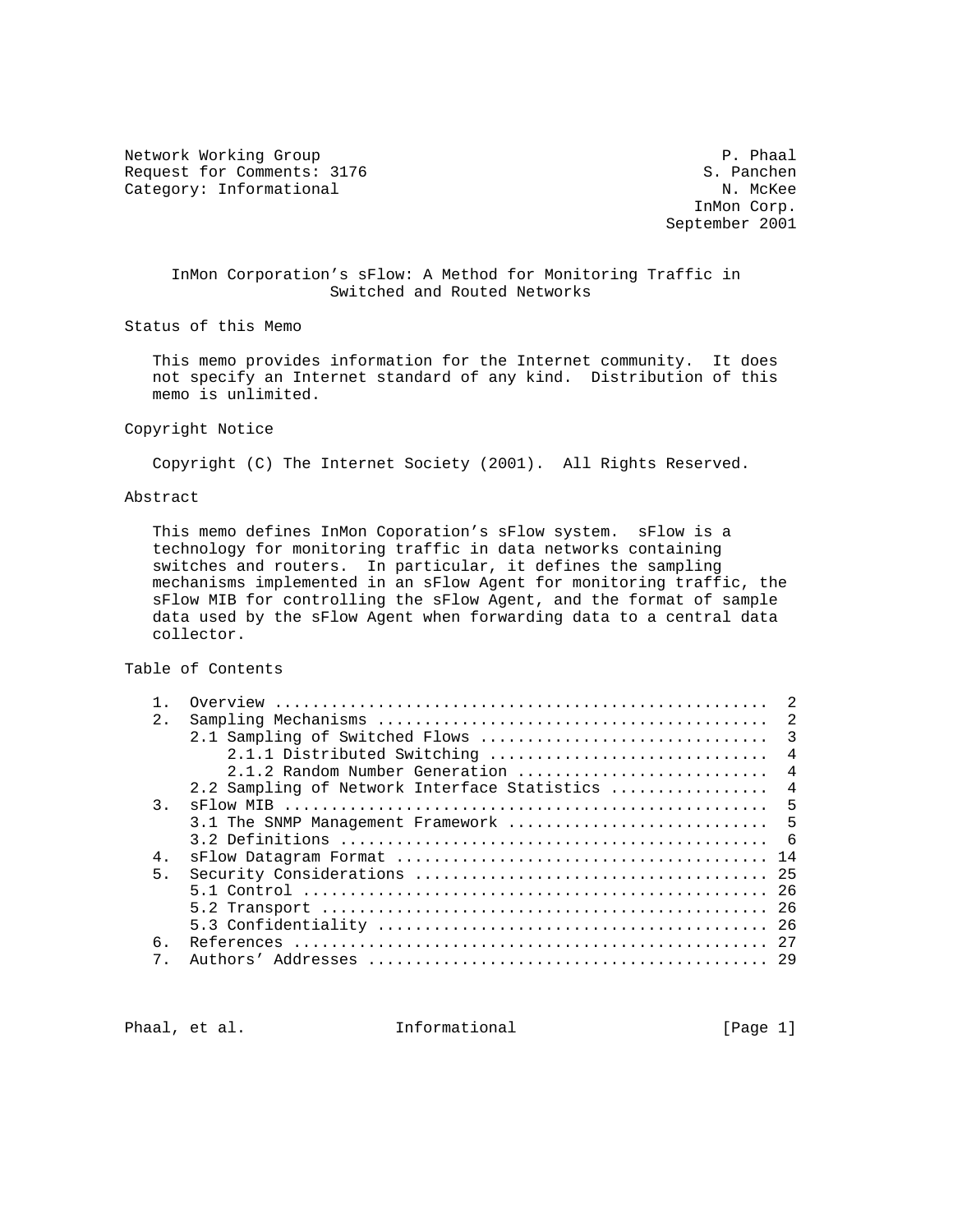Network Working Group P. Phaal
Request for Comments: 3176 S. Panchen
Category: Informational N. McKee
InMon Corp.
September 2001

# InMon Corporation's sFlow: A Method for Monitoring Traffic in Switched and Routed Networks

## Status of this Memo

This memo provides information for the Internet community. It does not specify an Internet standard of any kind. Distribution of this memo is unlimited.

## Copyright Notice

Copyright (C) The Internet Society (2001). All Rights Reserved.

## Abstract

This memo defines InMon Coporation's sFlow system. sFlow is a technology for monitoring traffic in data networks containing switches and routers. In particular, it defines the sampling mechanisms implemented in an sFlow Agent for monitoring traffic, the sFlow MIB for controlling the sFlow Agent, and the format of sample data used by the sFlow Agent when forwarding data to a central data collector.

## Table of Contents

```
1.  Overview ....................................................  2
2.  Sampling Mechanisms .........................................  2
    2.1 Sampling of Switched Flows ..............................  3
        2.1.1 Distributed Switching .............................  4
        2.1.2 Random Number Generation ..........................  4
    2.2 Sampling of Network Interface Statistics ................  4
3.  sFlow MIB ...................................................  5
    3.1 The SNMP Management Framework ...........................  5
    3.2 Definitions .............................................  6
4.  sFlow Datagram Format ....................................... 14
5.  Security Considerations ..................................... 25
    5.1 Control ................................................. 26
    5.2 Transport ............................................... 26
    5.3 Confidentiality ......................................... 26
6.  References .................................................. 27
7.  Authors' Addresses .......................................... 29
```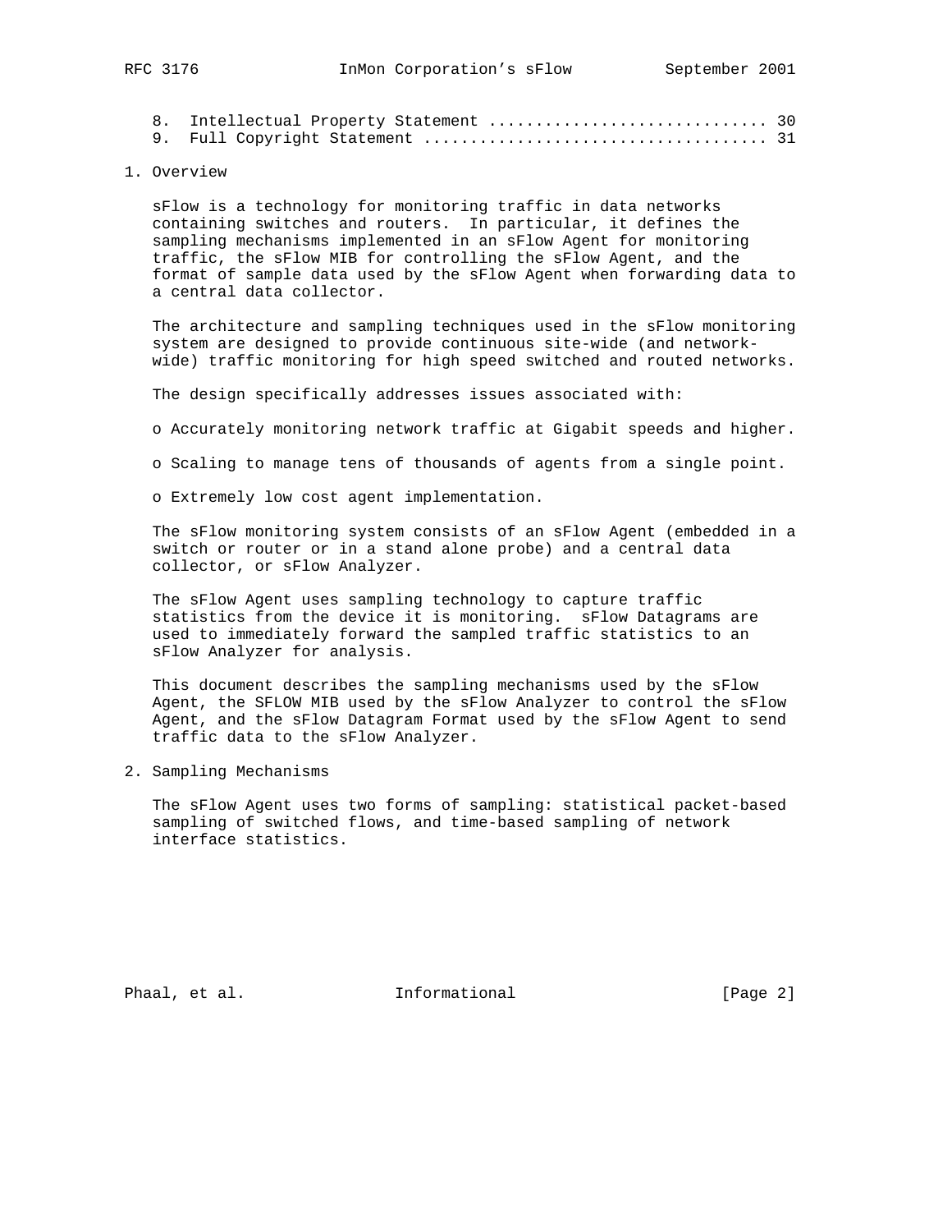8. Intellectual Property Statement .............................. 30
9. Full Copyright Statement ..................................... 31

## 1. Overview

sFlow is a technology for monitoring traffic in data networks containing switches and routers. In particular, it defines the sampling mechanisms implemented in an sFlow Agent for monitoring traffic, the sFlow MIB for controlling the sFlow Agent, and the format of sample data used by the sFlow Agent when forwarding data to a central data collector.

The architecture and sampling techniques used in the sFlow monitoring system are designed to provide continuous site-wide (and network-wide) traffic monitoring for high speed switched and routed networks.

The design specifically addresses issues associated with:

- Accurately monitoring network traffic at Gigabit speeds and higher.
- Scaling to manage tens of thousands of agents from a single point.
- Extremely low cost agent implementation.

The sFlow monitoring system consists of an sFlow Agent (embedded in a switch or router or in a stand alone probe) and a central data collector, or sFlow Analyzer.

The sFlow Agent uses sampling technology to capture traffic statistics from the device it is monitoring. sFlow Datagrams are used to immediately forward the sampled traffic statistics to an sFlow Analyzer for analysis.

This document describes the sampling mechanisms used by the sFlow Agent, the SFLOW MIB used by the sFlow Analyzer to control the sFlow Agent, and the sFlow Datagram Format used by the sFlow Agent to send traffic data to the sFlow Analyzer.

## 2. Sampling Mechanisms

The sFlow Agent uses two forms of sampling: statistical packet-based sampling of switched flows, and time-based sampling of network interface statistics.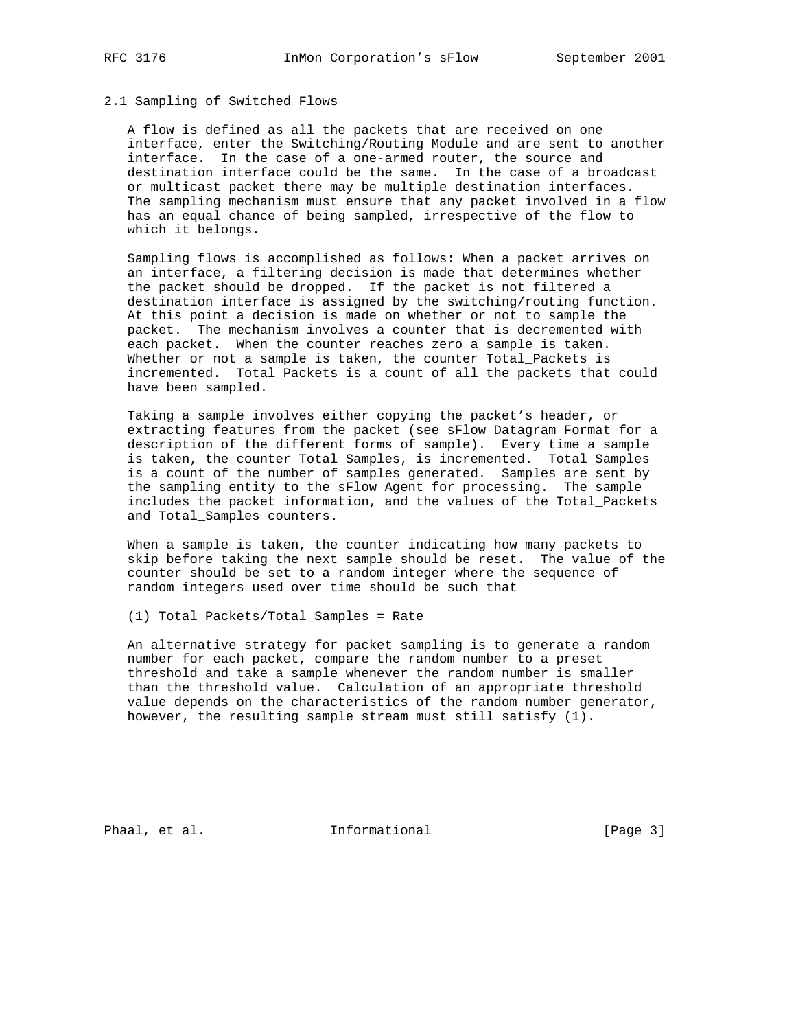## 2.1 Sampling of Switched Flows

A flow is defined as all the packets that are received on one interface, enter the Switching/Routing Module and are sent to another interface. In the case of a one-armed router, the source and destination interface could be the same. In the case of a broadcast or multicast packet there may be multiple destination interfaces. The sampling mechanism must ensure that any packet involved in a flow has an equal chance of being sampled, irrespective of the flow to which it belongs.

Sampling flows is accomplished as follows: When a packet arrives on an interface, a filtering decision is made that determines whether the packet should be dropped. If the packet is not filtered a destination interface is assigned by the switching/routing function. At this point a decision is made on whether or not to sample the packet. The mechanism involves a counter that is decremented with each packet. When the counter reaches zero a sample is taken. Whether or not a sample is taken, the counter Total_Packets is incremented. Total_Packets is a count of all the packets that could have been sampled.

Taking a sample involves either copying the packet's header, or extracting features from the packet (see sFlow Datagram Format for a description of the different forms of sample). Every time a sample is taken, the counter Total_Samples, is incremented. Total_Samples is a count of the number of samples generated. Samples are sent by the sampling entity to the sFlow Agent for processing. The sample includes the packet information, and the values of the Total_Packets and Total_Samples counters.

When a sample is taken, the counter indicating how many packets to skip before taking the next sample should be reset. The value of the counter should be set to a random integer where the sequence of random integers used over time should be such that

(1) Total_Packets/Total_Samples = Rate

An alternative strategy for packet sampling is to generate a random number for each packet, compare the random number to a preset threshold and take a sample whenever the random number is smaller than the threshold value. Calculation of an appropriate threshold value depends on the characteristics of the random number generator, however, the resulting sample stream must still satisfy (1).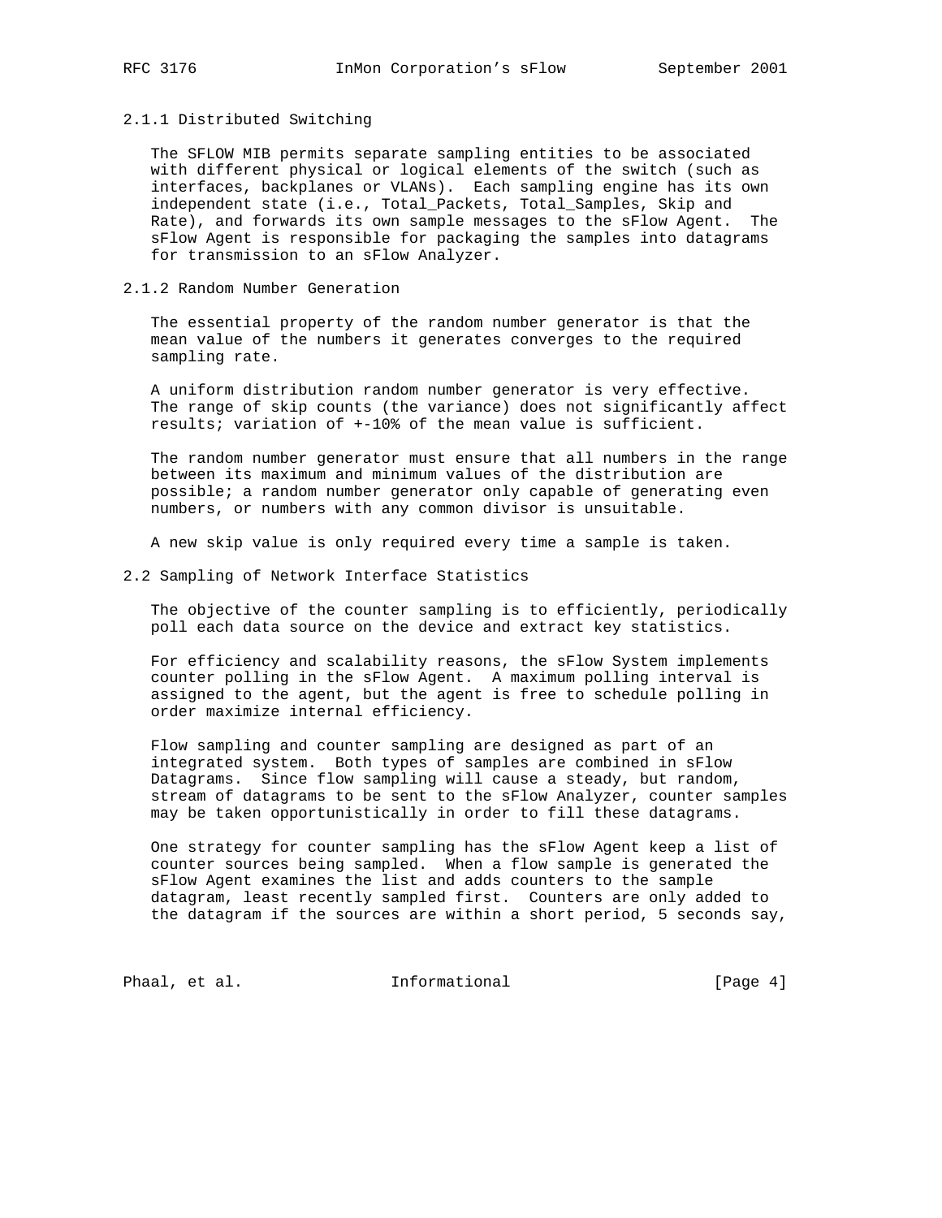### 2.1.1 Distributed Switching

The SFLOW MIB permits separate sampling entities to be associated with different physical or logical elements of the switch (such as interfaces, backplanes or VLANs). Each sampling engine has its own independent state (i.e., Total_Packets, Total_Samples, Skip and Rate), and forwards its own sample messages to the sFlow Agent. The sFlow Agent is responsible for packaging the samples into datagrams for transmission to an sFlow Analyzer.

### 2.1.2 Random Number Generation

The essential property of the random number generator is that the mean value of the numbers it generates converges to the required sampling rate.

A uniform distribution random number generator is very effective. The range of skip counts (the variance) does not significantly affect results; variation of +-10% of the mean value is sufficient.

The random number generator must ensure that all numbers in the range between its maximum and minimum values of the distribution are possible; a random number generator only capable of generating even numbers, or numbers with any common divisor is unsuitable.

A new skip value is only required every time a sample is taken.

## 2.2 Sampling of Network Interface Statistics

The objective of the counter sampling is to efficiently, periodically poll each data source on the device and extract key statistics.

For efficiency and scalability reasons, the sFlow System implements counter polling in the sFlow Agent. A maximum polling interval is assigned to the agent, but the agent is free to schedule polling in order maximize internal efficiency.

Flow sampling and counter sampling are designed as part of an integrated system. Both types of samples are combined in sFlow Datagrams. Since flow sampling will cause a steady, but random, stream of datagrams to be sent to the sFlow Analyzer, counter samples may be taken opportunistically in order to fill these datagrams.

One strategy for counter sampling has the sFlow Agent keep a list of counter sources being sampled. When a flow sample is generated the sFlow Agent examines the list and adds counters to the sample datagram, least recently sampled first. Counters are only added to the datagram if the sources are within a short period, 5 seconds say,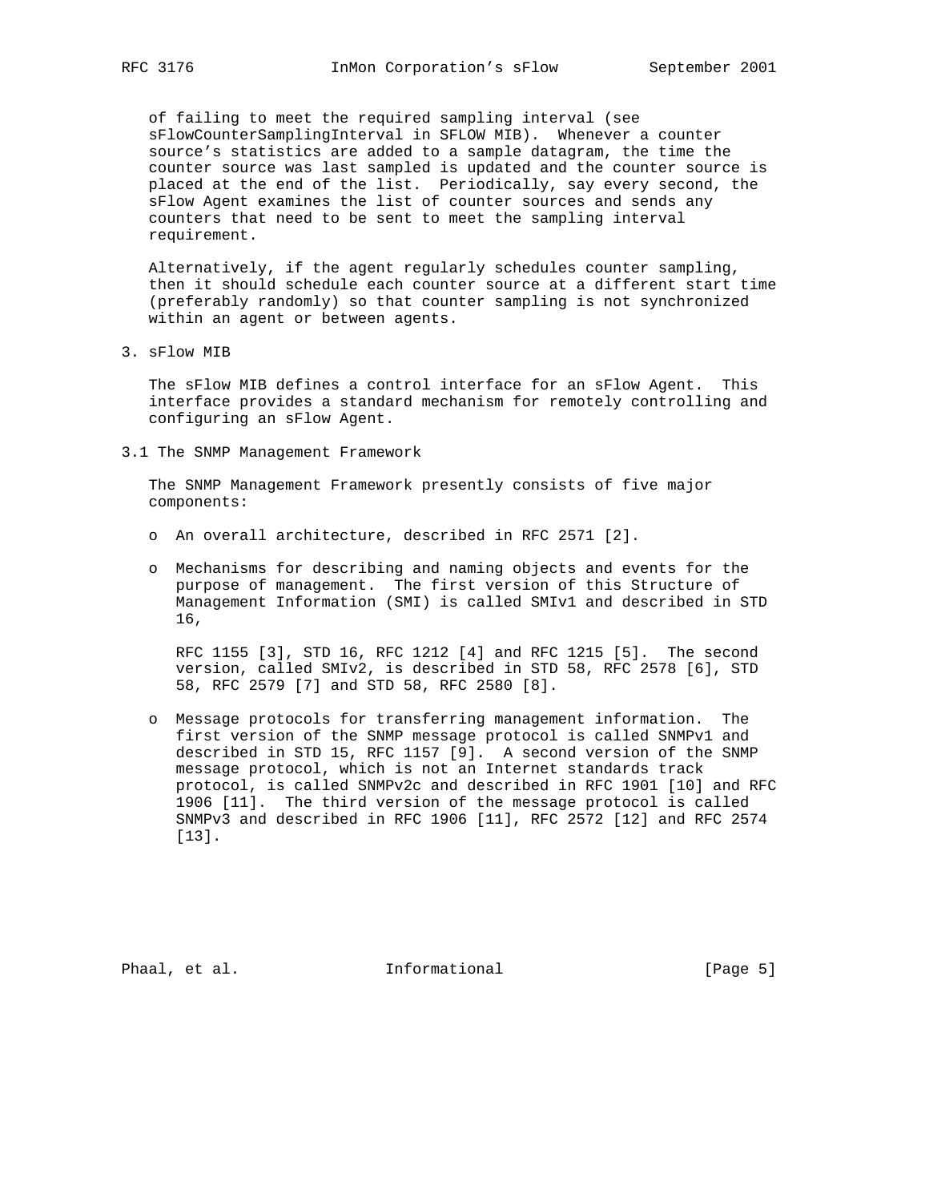of failing to meet the required sampling interval (see sFlowCounterSamplingInterval in SFLOW MIB). Whenever a counter source's statistics are added to a sample datagram, the time the counter source was last sampled is updated and the counter source is placed at the end of the list. Periodically, say every second, the sFlow Agent examines the list of counter sources and sends any counters that need to be sent to meet the sampling interval requirement.

Alternatively, if the agent regularly schedules counter sampling, then it should schedule each counter source at a different start time (preferably randomly) so that counter sampling is not synchronized within an agent or between agents.

## 3. sFlow MIB

The sFlow MIB defines a control interface for an sFlow Agent. This interface provides a standard mechanism for remotely controlling and configuring an sFlow Agent.

### 3.1 The SNMP Management Framework

The SNMP Management Framework presently consists of five major components:

- An overall architecture, described in RFC 2571 [2].

- Mechanisms for describing and naming objects and events for the purpose of management. The first version of this Structure of Management Information (SMI) is called SMIv1 and described in STD 16,

  RFC 1155 [3], STD 16, RFC 1212 [4] and RFC 1215 [5]. The second version, called SMIv2, is described in STD 58, RFC 2578 [6], STD 58, RFC 2579 [7] and STD 58, RFC 2580 [8].

- Message protocols for transferring management information. The first version of the SNMP message protocol is called SNMPv1 and described in STD 15, RFC 1157 [9]. A second version of the SNMP message protocol, which is not an Internet standards track protocol, is called SNMPv2c and described in RFC 1901 [10] and RFC 1906 [11]. The third version of the message protocol is called SNMPv3 and described in RFC 1906 [11], RFC 2572 [12] and RFC 2574 [13].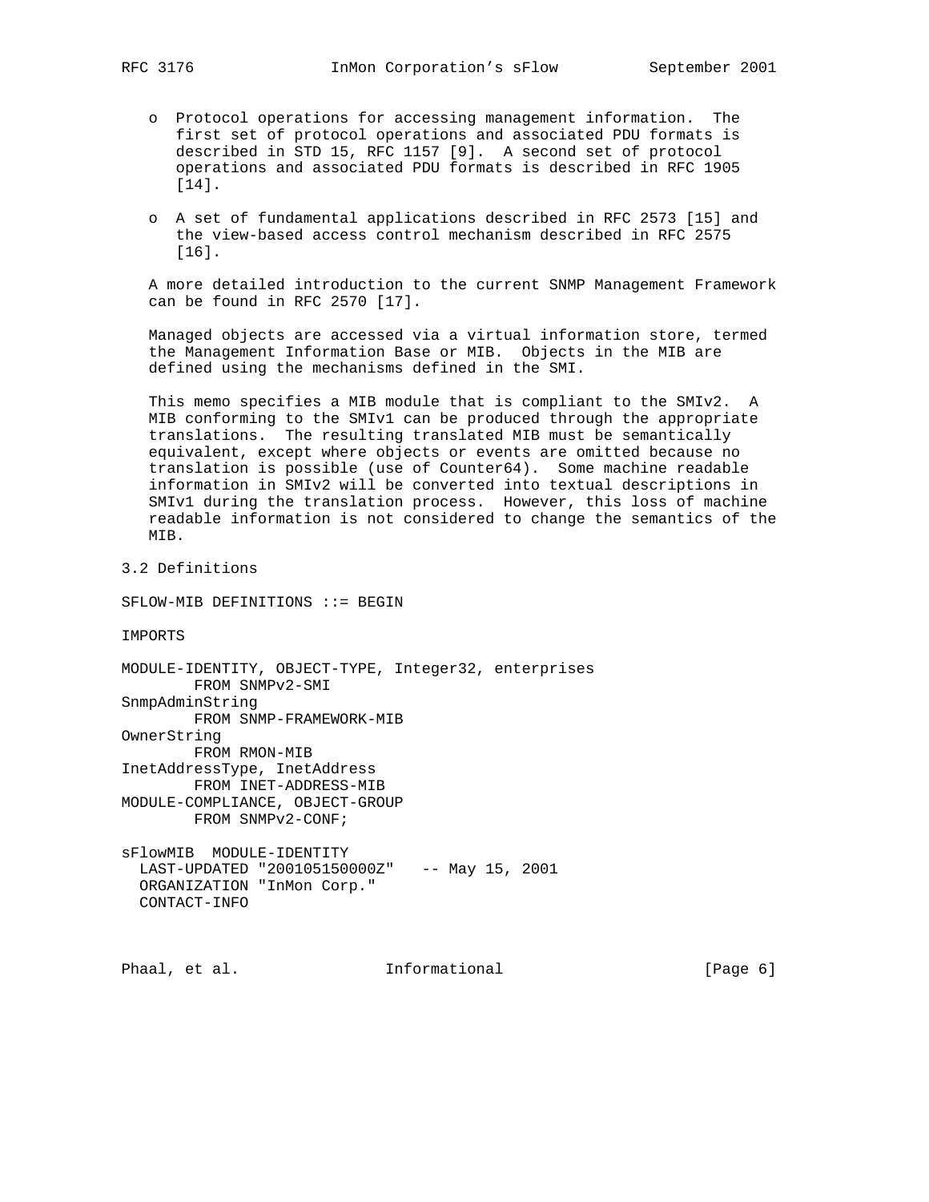- o Protocol operations for accessing management information. The first set of protocol operations and associated PDU formats is described in STD 15, RFC 1157 [9]. A second set of protocol operations and associated PDU formats is described in RFC 1905 [14].

- o A set of fundamental applications described in RFC 2573 [15] and the view-based access control mechanism described in RFC 2575 [16].

A more detailed introduction to the current SNMP Management Framework can be found in RFC 2570 [17].

Managed objects are accessed via a virtual information store, termed the Management Information Base or MIB. Objects in the MIB are defined using the mechanisms defined in the SMI.

This memo specifies a MIB module that is compliant to the SMIv2. A MIB conforming to the SMIv1 can be produced through the appropriate translations. The resulting translated MIB must be semantically equivalent, except where objects or events are omitted because no translation is possible (use of Counter64). Some machine readable information in SMIv2 will be converted into textual descriptions in SMIv1 during the translation process. However, this loss of machine readable information is not considered to change the semantics of the MIB.

## 3.2 Definitions

```
SFLOW-MIB DEFINITIONS ::= BEGIN

IMPORTS

MODULE-IDENTITY, OBJECT-TYPE, Integer32, enterprises
        FROM SNMPv2-SMI
SnmpAdminString
        FROM SNMP-FRAMEWORK-MIB
OwnerString
        FROM RMON-MIB
InetAddressType, InetAddress
        FROM INET-ADDRESS-MIB
MODULE-COMPLIANCE, OBJECT-GROUP
        FROM SNMPv2-CONF;

sFlowMIB  MODULE-IDENTITY
  LAST-UPDATED "200105150000Z"   -- May 15, 2001
  ORGANIZATION "InMon Corp."
  CONTACT-INFO
```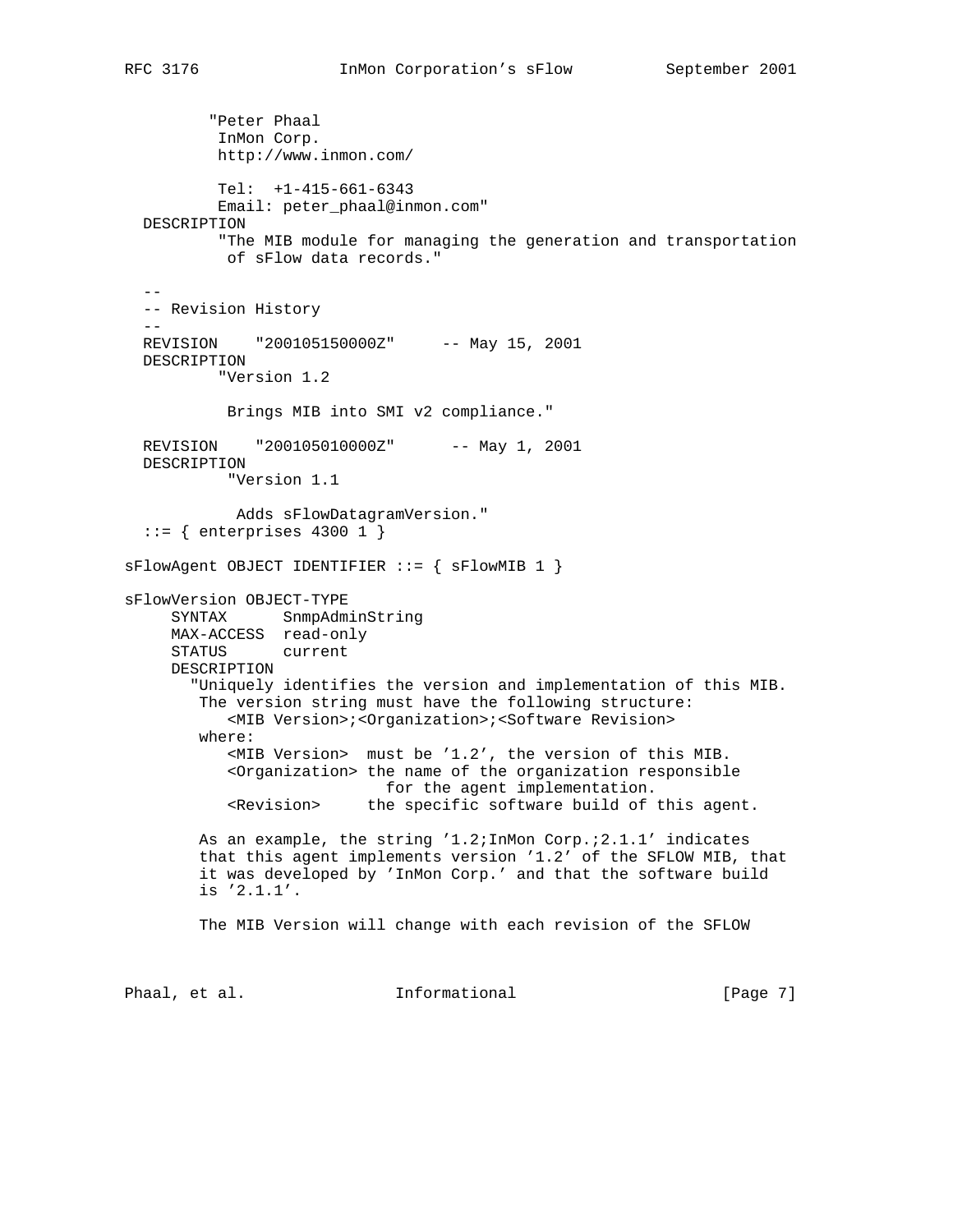```
          "Peter Phaal
           InMon Corp.
           http://www.inmon.com/

           Tel:  +1-415-661-6343
           Email: peter_phaal@inmon.com"
   DESCRIPTION
           "The MIB module for managing the generation and transportation
            of sFlow data records."

   --
   -- Revision History
   --
   REVISION    "200105150000Z"     -- May 15, 2001
   DESCRIPTION
           "Version 1.2

            Brings MIB into SMI v2 compliance."

   REVISION    "200105010000Z"      -- May 1, 2001
   DESCRIPTION
            "Version 1.1

             Adds sFlowDatagramVersion."
   ::= { enterprises 4300 1 }

sFlowAgent OBJECT IDENTIFIER ::= { sFlowMIB 1 }

sFlowVersion OBJECT-TYPE
     SYNTAX      SnmpAdminString
     MAX-ACCESS  read-only
     STATUS      current
     DESCRIPTION
       "Uniquely identifies the version and implementation of this MIB.
        The version string must have the following structure:
           <MIB Version>;<Organization>;<Software Revision>
        where:
           <MIB Version>  must be '1.2', the version of this MIB.
           <Organization> the name of the organization responsible
                            for the agent implementation.
           <Revision>     the specific software build of this agent.

        As an example, the string '1.2;InMon Corp.;2.1.1' indicates
        that this agent implements version '1.2' of the SFLOW MIB, that
        it was developed by 'InMon Corp.' and that the software build
        is '2.1.1'.

        The MIB Version will change with each revision of the SFLOW
```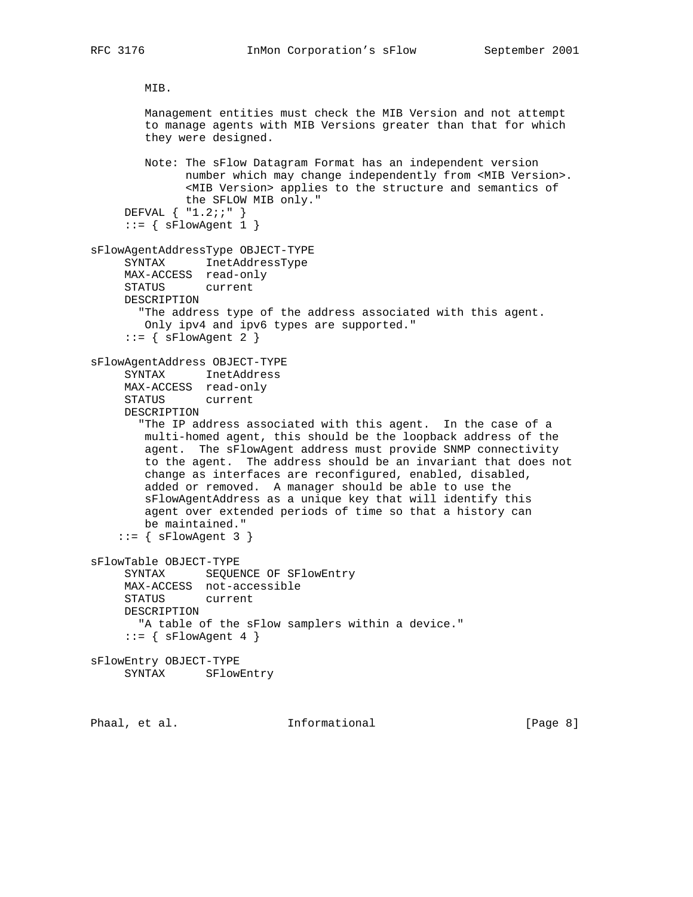```
        MIB.

        Management entities must check the MIB Version and not attempt
        to manage agents with MIB Versions greater than that for which
        they were designed.

        Note: The sFlow Datagram Format has an independent version
              number which may change independently from <MIB Version>.
              <MIB Version> applies to the structure and semantics of
              the SFLOW MIB only."
     DEFVAL { "1.2;;" }
     ::= { sFlowAgent 1 }

sFlowAgentAddressType OBJECT-TYPE
     SYNTAX      InetAddressType
     MAX-ACCESS  read-only
     STATUS      current
     DESCRIPTION
       "The address type of the address associated with this agent.
        Only ipv4 and ipv6 types are supported."
     ::= { sFlowAgent 2 }

sFlowAgentAddress OBJECT-TYPE
     SYNTAX      InetAddress
     MAX-ACCESS  read-only
     STATUS      current
     DESCRIPTION
       "The IP address associated with this agent.  In the case of a
        multi-homed agent, this should be the loopback address of the
        agent.  The sFlowAgent address must provide SNMP connectivity
        to the agent.  The address should be an invariant that does not
        change as interfaces are reconfigured, enabled, disabled,
        added or removed.  A manager should be able to use the
        sFlowAgentAddress as a unique key that will identify this
        agent over extended periods of time so that a history can
        be maintained."
    ::= { sFlowAgent 3 }

sFlowTable OBJECT-TYPE
     SYNTAX      SEQUENCE OF SFlowEntry
     MAX-ACCESS  not-accessible
     STATUS      current
     DESCRIPTION
       "A table of the sFlow samplers within a device."
     ::= { sFlowAgent 4 }

sFlowEntry OBJECT-TYPE
     SYNTAX      SFlowEntry
```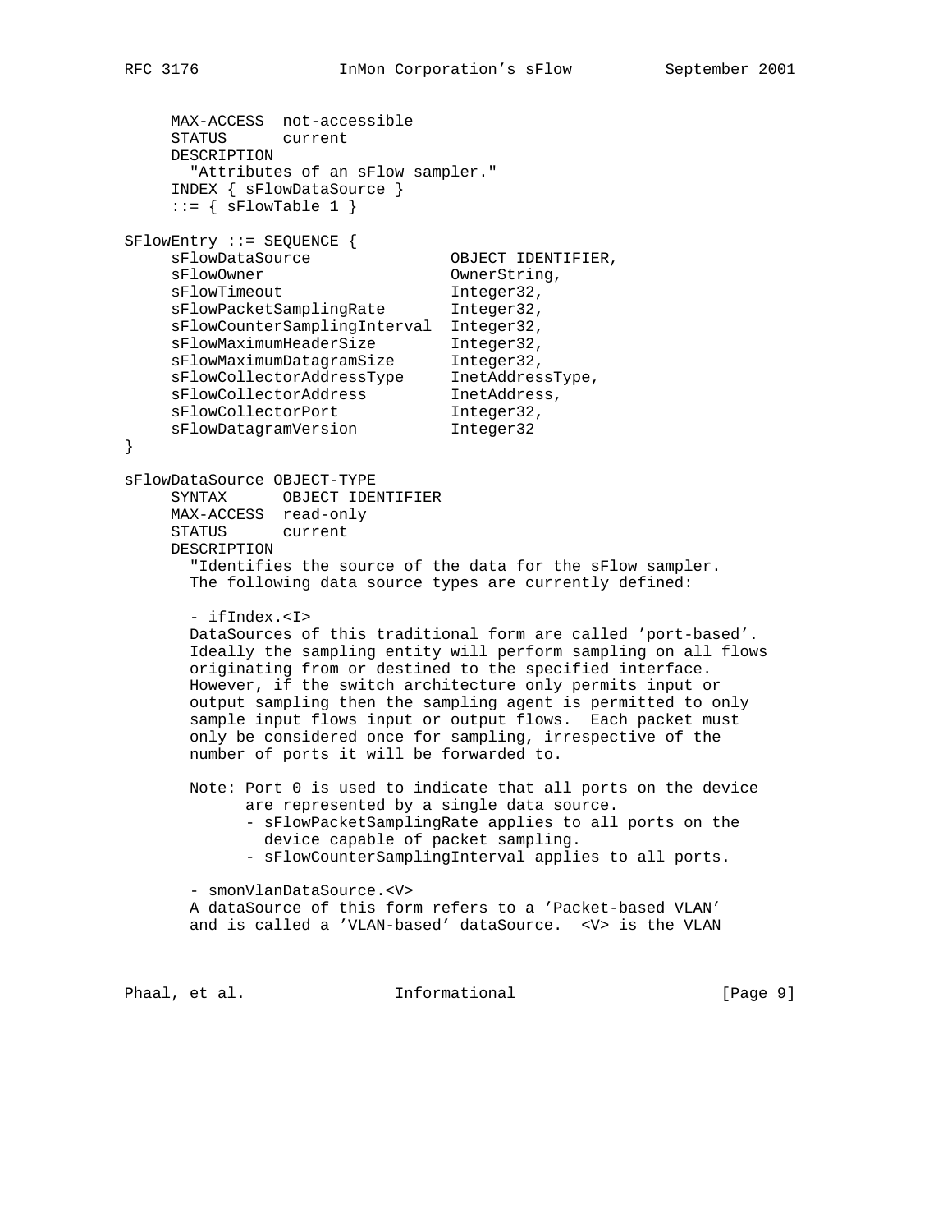```
     MAX-ACCESS  not-accessible
     STATUS      current
     DESCRIPTION
       "Attributes of an sFlow sampler."
     INDEX { sFlowDataSource }
     ::= { sFlowTable 1 }

SFlowEntry ::= SEQUENCE {
     sFlowDataSource               OBJECT IDENTIFIER,
     sFlowOwner                    OwnerString,
     sFlowTimeout                  Integer32,
     sFlowPacketSamplingRate       Integer32,
     sFlowCounterSamplingInterval  Integer32,
     sFlowMaximumHeaderSize        Integer32,
     sFlowMaximumDatagramSize      Integer32,
     sFlowCollectorAddressType     InetAddressType,
     sFlowCollectorAddress         InetAddress,
     sFlowCollectorPort            Integer32,
     sFlowDatagramVersion          Integer32
}

sFlowDataSource OBJECT-TYPE
     SYNTAX      OBJECT IDENTIFIER
     MAX-ACCESS  read-only
     STATUS      current
     DESCRIPTION
       "Identifies the source of the data for the sFlow sampler.
       The following data source types are currently defined:

       - ifIndex.<I>
       DataSources of this traditional form are called 'port-based'.
       Ideally the sampling entity will perform sampling on all flows
       originating from or destined to the specified interface.
       However, if the switch architecture only permits input or
       output sampling then the sampling agent is permitted to only
       sample input flows input or output flows.  Each packet must
       only be considered once for sampling, irrespective of the
       number of ports it will be forwarded to.

       Note: Port 0 is used to indicate that all ports on the device
             are represented by a single data source.
             - sFlowPacketSamplingRate applies to all ports on the
               device capable of packet sampling.
             - sFlowCounterSamplingInterval applies to all ports.

       - smonVlanDataSource.<V>
       A dataSource of this form refers to a 'Packet-based VLAN'
       and is called a 'VLAN-based' dataSource.  <V> is the VLAN
```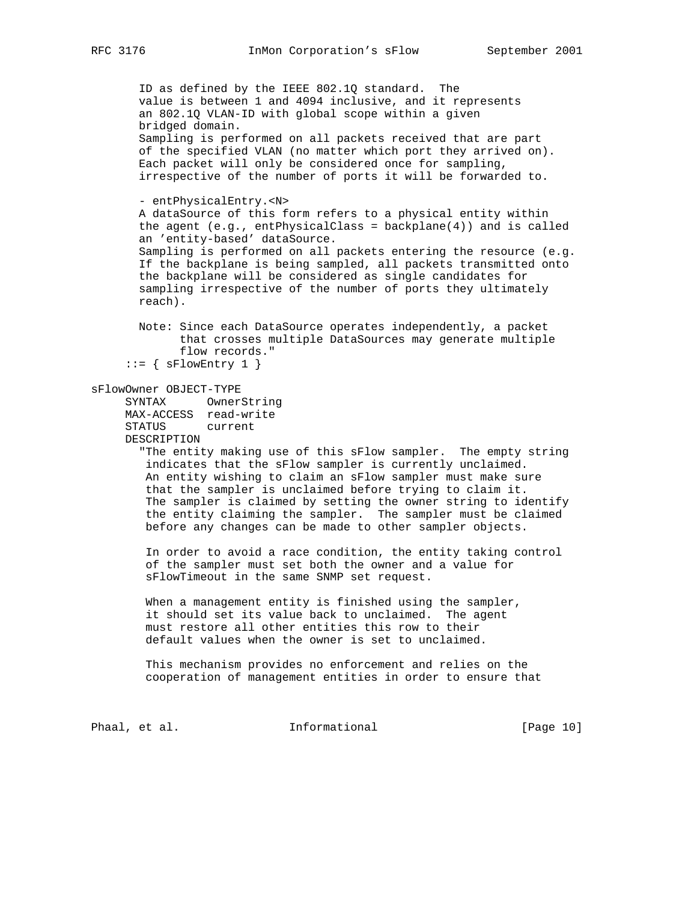```
        ID as defined by the IEEE 802.1Q standard.  The
        value is between 1 and 4094 inclusive, and it represents
        an 802.1Q VLAN-ID with global scope within a given
        bridged domain.
        Sampling is performed on all packets received that are part
        of the specified VLAN (no matter which port they arrived on).
        Each packet will only be considered once for sampling,
        irrespective of the number of ports it will be forwarded to.

        - entPhysicalEntry.<N>
        A dataSource of this form refers to a physical entity within
        the agent (e.g., entPhysicalClass = backplane(4)) and is called
        an 'entity-based' dataSource.
        Sampling is performed on all packets entering the resource (e.g.
        If the backplane is being sampled, all packets transmitted onto
        the backplane will be considered as single candidates for
        sampling irrespective of the number of ports they ultimately
        reach).

        Note: Since each DataSource operates independently, a packet
              that crosses multiple DataSources may generate multiple
              flow records."
      ::= { sFlowEntry 1 }

sFlowOwner OBJECT-TYPE
      SYNTAX      OwnerString
      MAX-ACCESS  read-write
      STATUS      current
      DESCRIPTION
        "The entity making use of this sFlow sampler.  The empty string
         indicates that the sFlow sampler is currently unclaimed.
         An entity wishing to claim an sFlow sampler must make sure
         that the sampler is unclaimed before trying to claim it.
         The sampler is claimed by setting the owner string to identify
         the entity claiming the sampler.  The sampler must be claimed
         before any changes can be made to other sampler objects.

         In order to avoid a race condition, the entity taking control
         of the sampler must set both the owner and a value for
         sFlowTimeout in the same SNMP set request.

         When a management entity is finished using the sampler,
         it should set its value back to unclaimed.  The agent
         must restore all other entities this row to their
         default values when the owner is set to unclaimed.

         This mechanism provides no enforcement and relies on the
         cooperation of management entities in order to ensure that
```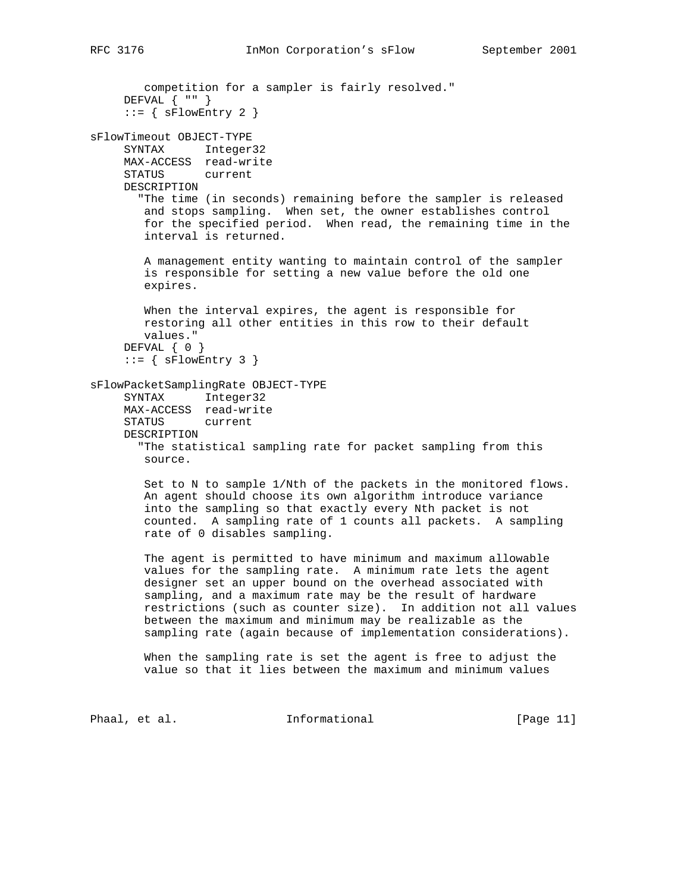```
        competition for a sampler is fairly resolved."
      DEFVAL { "" }
      ::= { sFlowEntry 2 }

sFlowTimeout OBJECT-TYPE
      SYNTAX      Integer32
      MAX-ACCESS  read-write
      STATUS      current
      DESCRIPTION
        "The time (in seconds) remaining before the sampler is released
         and stops sampling.  When set, the owner establishes control
         for the specified period.  When read, the remaining time in the
         interval is returned.

         A management entity wanting to maintain control of the sampler
         is responsible for setting a new value before the old one
         expires.

         When the interval expires, the agent is responsible for
         restoring all other entities in this row to their default
         values."
      DEFVAL { 0 }
      ::= { sFlowEntry 3 }

sFlowPacketSamplingRate OBJECT-TYPE
      SYNTAX      Integer32
      MAX-ACCESS  read-write
      STATUS      current
      DESCRIPTION
        "The statistical sampling rate for packet sampling from this
         source.

         Set to N to sample 1/Nth of the packets in the monitored flows.
         An agent should choose its own algorithm introduce variance
         into the sampling so that exactly every Nth packet is not
         counted.  A sampling rate of 1 counts all packets.  A sampling
         rate of 0 disables sampling.

         The agent is permitted to have minimum and maximum allowable
         values for the sampling rate.  A minimum rate lets the agent
         designer set an upper bound on the overhead associated with
         sampling, and a maximum rate may be the result of hardware
         restrictions (such as counter size).  In addition not all values
         between the maximum and minimum may be realizable as the
         sampling rate (again because of implementation considerations).

         When the sampling rate is set the agent is free to adjust the
         value so that it lies between the maximum and minimum values
```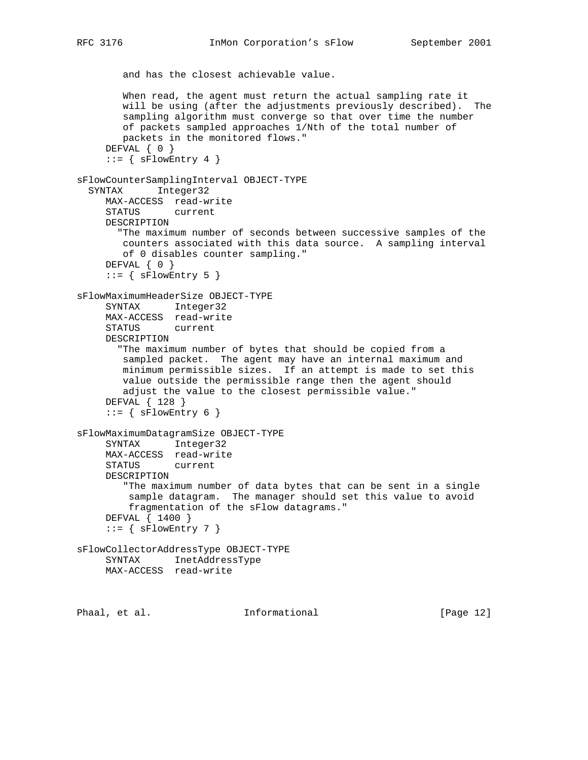```
        and has the closest achievable value.

        When read, the agent must return the actual sampling rate it
        will be using (after the adjustments previously described).  The
        sampling algorithm must converge so that over time the number
        of packets sampled approaches 1/Nth of the total number of
        packets in the monitored flows."
     DEFVAL { 0 }
     ::= { sFlowEntry 4 }

sFlowCounterSamplingInterval OBJECT-TYPE
  SYNTAX      Integer32
     MAX-ACCESS  read-write
     STATUS      current
     DESCRIPTION
       "The maximum number of seconds between successive samples of the
        counters associated with this data source.  A sampling interval
        of 0 disables counter sampling."
     DEFVAL { 0 }
     ::= { sFlowEntry 5 }

sFlowMaximumHeaderSize OBJECT-TYPE
     SYNTAX      Integer32
     MAX-ACCESS  read-write
     STATUS      current
     DESCRIPTION
       "The maximum number of bytes that should be copied from a
        sampled packet.  The agent may have an internal maximum and
        minimum permissible sizes.  If an attempt is made to set this
        value outside the permissible range then the agent should
        adjust the value to the closest permissible value."
     DEFVAL { 128 }
     ::= { sFlowEntry 6 }

sFlowMaximumDatagramSize OBJECT-TYPE
     SYNTAX      Integer32
     MAX-ACCESS  read-write
     STATUS      current
     DESCRIPTION
        "The maximum number of data bytes that can be sent in a single
         sample datagram.  The manager should set this value to avoid
         fragmentation of the sFlow datagrams."
     DEFVAL { 1400 }
     ::= { sFlowEntry 7 }

sFlowCollectorAddressType OBJECT-TYPE
     SYNTAX      InetAddressType
     MAX-ACCESS  read-write
```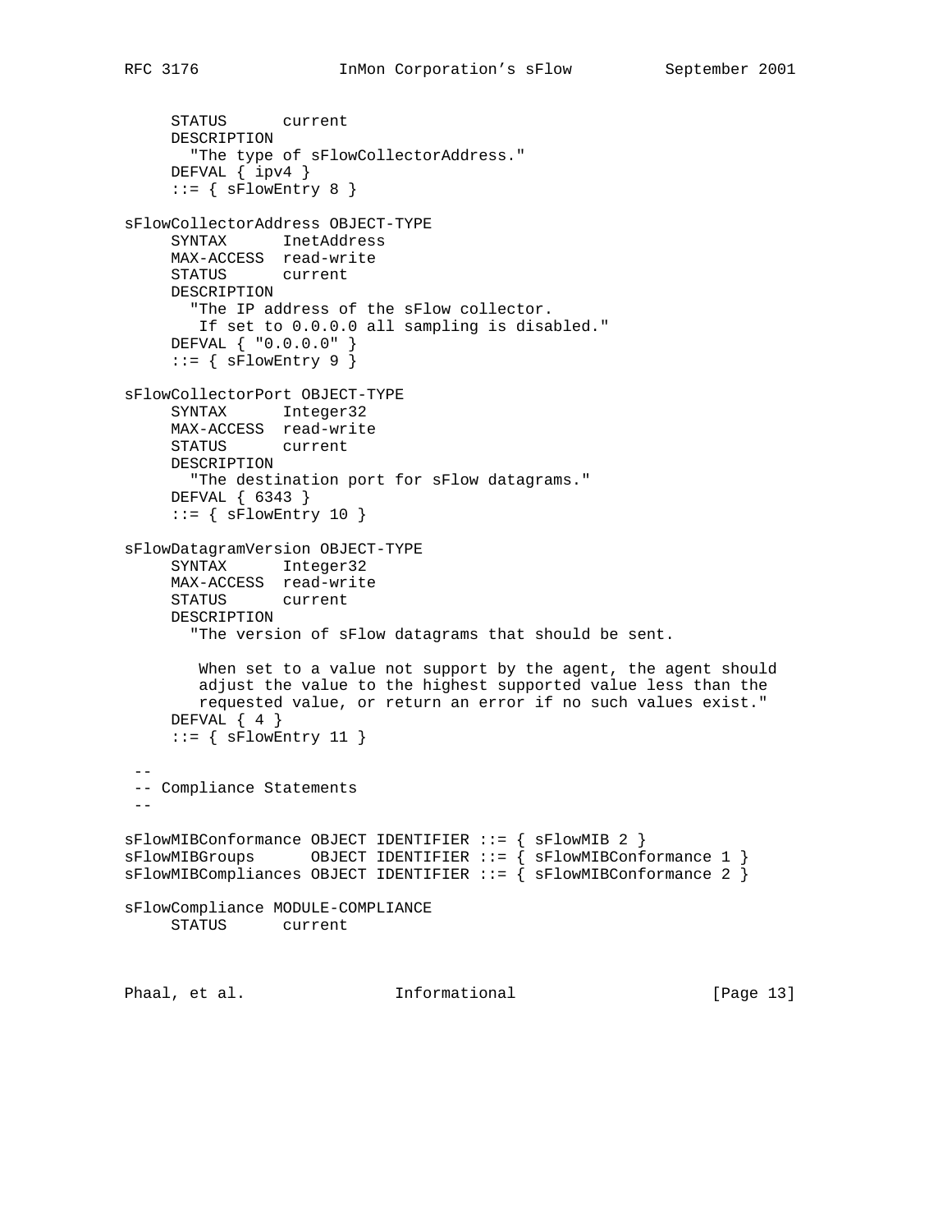```
     STATUS      current
     DESCRIPTION
       "The type of sFlowCollectorAddress."
     DEFVAL { ipv4 }
     ::= { sFlowEntry 8 }

sFlowCollectorAddress OBJECT-TYPE
     SYNTAX      InetAddress
     MAX-ACCESS  read-write
     STATUS      current
     DESCRIPTION
       "The IP address of the sFlow collector.
        If set to 0.0.0.0 all sampling is disabled."
     DEFVAL { "0.0.0.0" }
     ::= { sFlowEntry 9 }

sFlowCollectorPort OBJECT-TYPE
     SYNTAX      Integer32
     MAX-ACCESS  read-write
     STATUS      current
     DESCRIPTION
       "The destination port for sFlow datagrams."
     DEFVAL { 6343 }
     ::= { sFlowEntry 10 }

sFlowDatagramVersion OBJECT-TYPE
     SYNTAX      Integer32
     MAX-ACCESS  read-write
     STATUS      current
     DESCRIPTION
       "The version of sFlow datagrams that should be sent.

        When set to a value not support by the agent, the agent should
        adjust the value to the highest supported value less than the
        requested value, or return an error if no such values exist."
     DEFVAL { 4 }
     ::= { sFlowEntry 11 }

 --
 -- Compliance Statements
 --

sFlowMIBConformance OBJECT IDENTIFIER ::= { sFlowMIB 2 }
sFlowMIBGroups      OBJECT IDENTIFIER ::= { sFlowMIBConformance 1 }
sFlowMIBCompliances OBJECT IDENTIFIER ::= { sFlowMIBConformance 2 }

sFlowCompliance MODULE-COMPLIANCE
     STATUS      current
```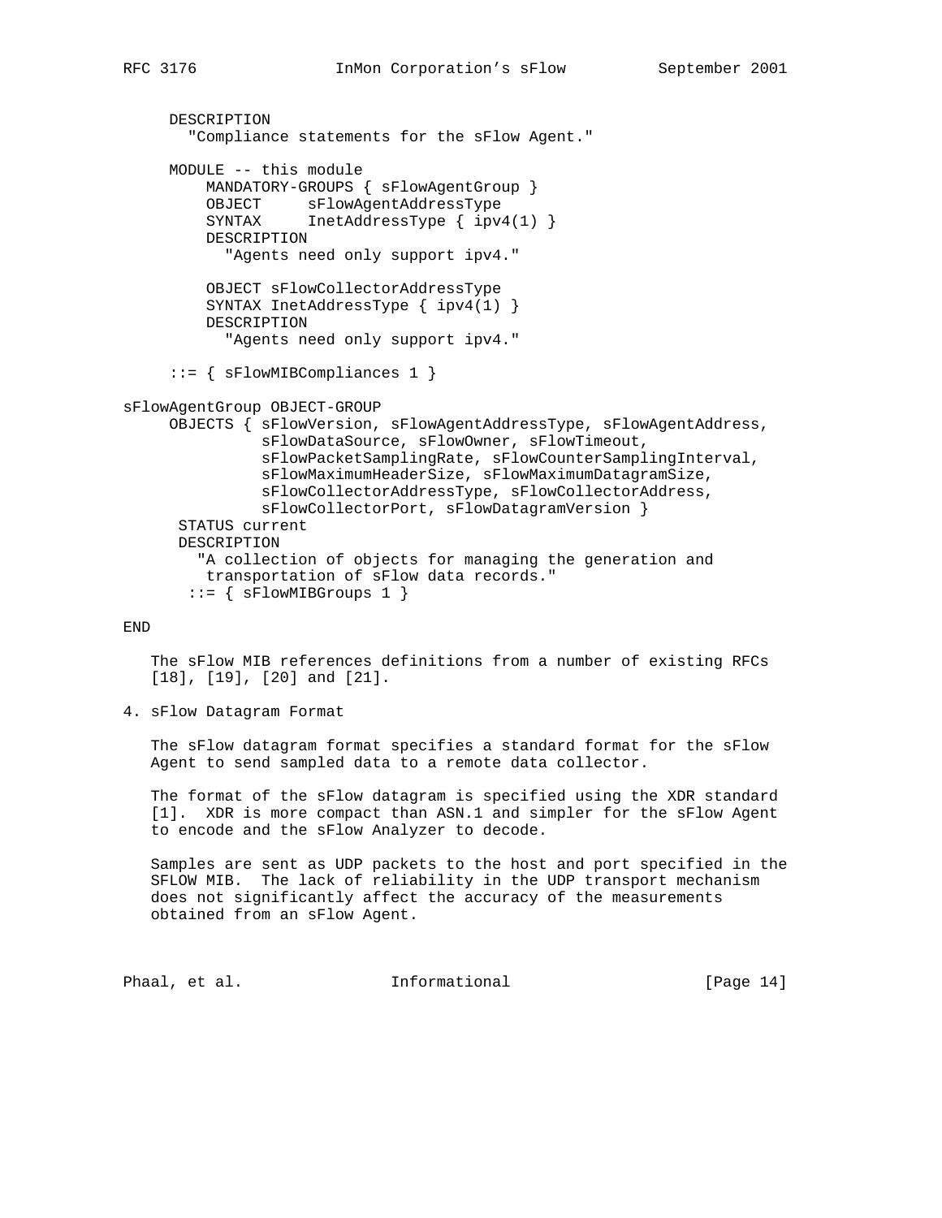```
     DESCRIPTION
       "Compliance statements for the sFlow Agent."

     MODULE -- this module
         MANDATORY-GROUPS { sFlowAgentGroup }
         OBJECT     sFlowAgentAddressType
         SYNTAX     InetAddressType { ipv4(1) }
         DESCRIPTION
           "Agents need only support ipv4."

         OBJECT sFlowCollectorAddressType
         SYNTAX InetAddressType { ipv4(1) }
         DESCRIPTION
           "Agents need only support ipv4."

     ::= { sFlowMIBCompliances 1 }

sFlowAgentGroup OBJECT-GROUP
     OBJECTS { sFlowVersion, sFlowAgentAddressType, sFlowAgentAddress,
               sFlowDataSource, sFlowOwner, sFlowTimeout,
               sFlowPacketSamplingRate, sFlowCounterSamplingInterval,
               sFlowMaximumHeaderSize, sFlowMaximumDatagramSize,
               sFlowCollectorAddressType, sFlowCollectorAddress,
               sFlowCollectorPort, sFlowDatagramVersion }
      STATUS current
      DESCRIPTION
        "A collection of objects for managing the generation and
         transportation of sFlow data records."
       ::= { sFlowMIBGroups 1 }

END
```

The sFlow MIB references definitions from a number of existing RFCs [18], [19], [20] and [21].

## 4. sFlow Datagram Format

The sFlow datagram format specifies a standard format for the sFlow Agent to send sampled data to a remote data collector.

The format of the sFlow datagram is specified using the XDR standard [1]. XDR is more compact than ASN.1 and simpler for the sFlow Agent to encode and the sFlow Analyzer to decode.

Samples are sent as UDP packets to the host and port specified in the SFLOW MIB. The lack of reliability in the UDP transport mechanism does not significantly affect the accuracy of the measurements obtained from an sFlow Agent.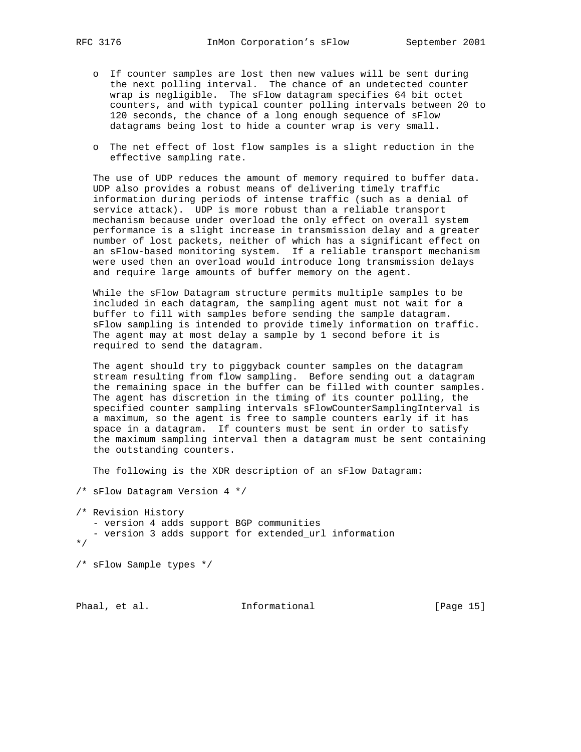- If counter samples are lost then new values will be sent during the next polling interval. The chance of an undetected counter wrap is negligible. The sFlow datagram specifies 64 bit octet counters, and with typical counter polling intervals between 20 to 120 seconds, the chance of a long enough sequence of sFlow datagrams being lost to hide a counter wrap is very small.

- The net effect of lost flow samples is a slight reduction in the effective sampling rate.

The use of UDP reduces the amount of memory required to buffer data. UDP also provides a robust means of delivering timely traffic information during periods of intense traffic (such as a denial of service attack). UDP is more robust than a reliable transport mechanism because under overload the only effect on overall system performance is a slight increase in transmission delay and a greater number of lost packets, neither of which has a significant effect on an sFlow-based monitoring system. If a reliable transport mechanism were used then an overload would introduce long transmission delays and require large amounts of buffer memory on the agent.

While the sFlow Datagram structure permits multiple samples to be included in each datagram, the sampling agent must not wait for a buffer to fill with samples before sending the sample datagram. sFlow sampling is intended to provide timely information on traffic. The agent may at most delay a sample by 1 second before it is required to send the datagram.

The agent should try to piggyback counter samples on the datagram stream resulting from flow sampling. Before sending out a datagram the remaining space in the buffer can be filled with counter samples. The agent has discretion in the timing of its counter polling, the specified counter sampling intervals sFlowCounterSamplingInterval is a maximum, so the agent is free to sample counters early if it has space in a datagram. If counters must be sent in order to satisfy the maximum sampling interval then a datagram must be sent containing the outstanding counters.

The following is the XDR description of an sFlow Datagram:

```
/* sFlow Datagram Version 4 */

/* Revision History
   - version 4 adds support BGP communities
   - version 3 adds support for extended_url information
*/

/* sFlow Sample types */
```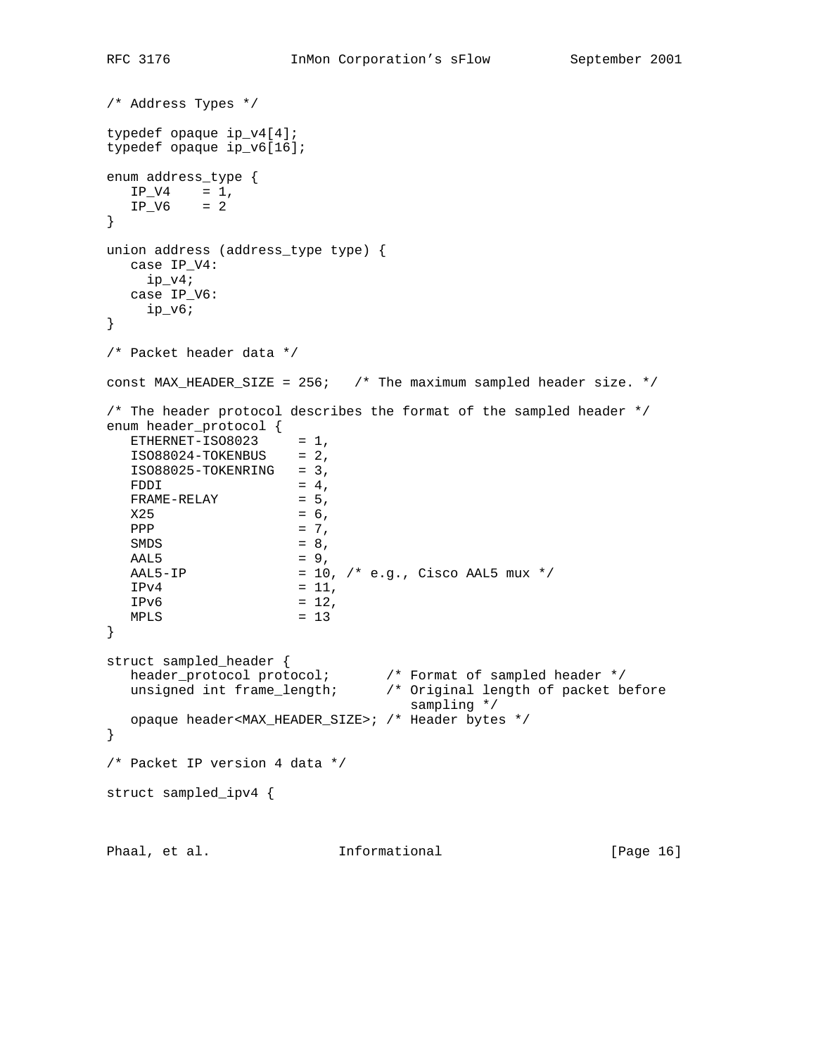```
/* Address Types */

typedef opaque ip_v4[4];
typedef opaque ip_v6[16];

enum address_type {
   IP_V4    = 1,
   IP_V6    = 2
}

union address (address_type type) {
   case IP_V4:
     ip_v4;
   case IP_V6:
     ip_v6;
}

/* Packet header data */

const MAX_HEADER_SIZE = 256;   /* The maximum sampled header size. */

/* The header protocol describes the format of the sampled header */
enum header_protocol {
   ETHERNET-ISO8023     = 1,
   ISO88024-TOKENBUS    = 2,
   ISO88025-TOKENRING   = 3,
   FDDI                 = 4,
   FRAME-RELAY          = 5,
   X25                  = 6,
   PPP                  = 7,
   SMDS                 = 8,
   AAL5                 = 9,
   AAL5-IP              = 10, /* e.g., Cisco AAL5 mux */
   IPv4                 = 11,
   IPv6                 = 12,
   MPLS                 = 13
}

struct sampled_header {
   header_protocol protocol;       /* Format of sampled header */
   unsigned int frame_length;      /* Original length of packet before
                                       sampling */
   opaque header<MAX_HEADER_SIZE>; /* Header bytes */
}

/* Packet IP version 4 data */

struct sampled_ipv4 {
```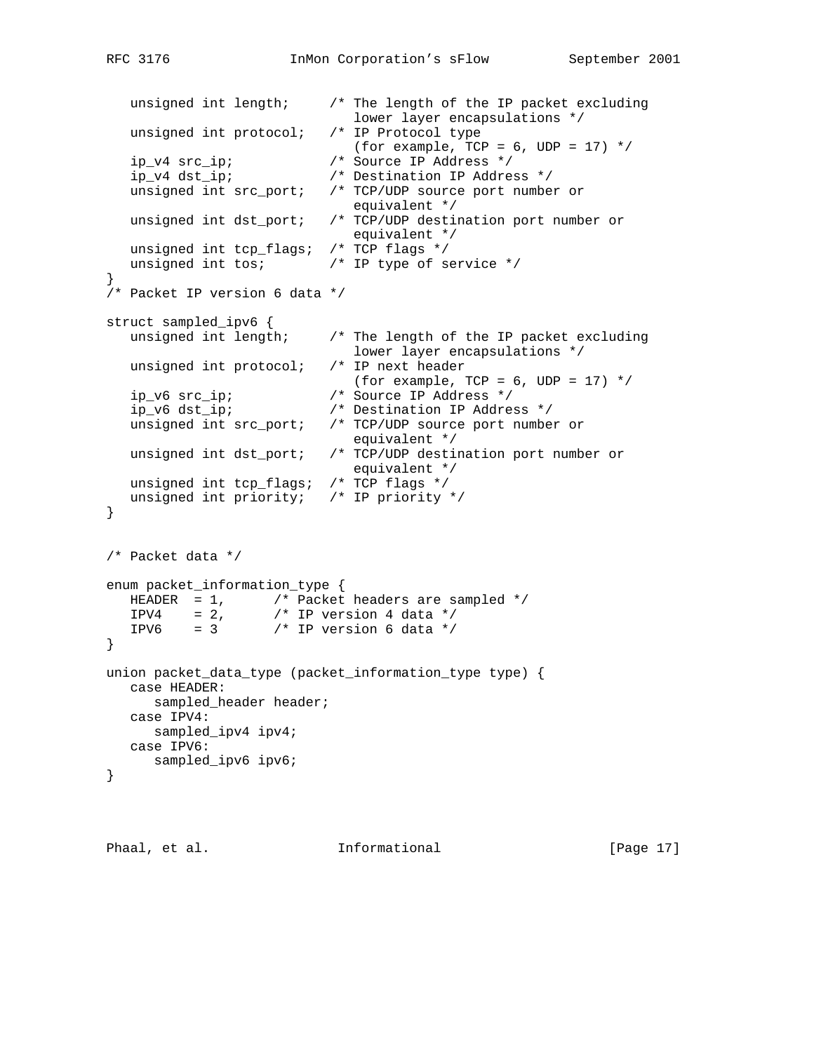```
   unsigned int length;     /* The length of the IP packet excluding
                               lower layer encapsulations */
   unsigned int protocol;   /* IP Protocol type
                               (for example, TCP = 6, UDP = 17) */
   ip_v4 src_ip;            /* Source IP Address */
   ip_v4 dst_ip;            /* Destination IP Address */
   unsigned int src_port;   /* TCP/UDP source port number or
                               equivalent */
   unsigned int dst_port;   /* TCP/UDP destination port number or
                               equivalent */
   unsigned int tcp_flags;  /* TCP flags */
   unsigned int tos;        /* IP type of service */
}
/* Packet IP version 6 data */

struct sampled_ipv6 {
   unsigned int length;     /* The length of the IP packet excluding
                               lower layer encapsulations */
   unsigned int protocol;   /* IP next header
                               (for example, TCP = 6, UDP = 17) */
   ip_v6 src_ip;            /* Source IP Address */
   ip_v6 dst_ip;            /* Destination IP Address */
   unsigned int src_port;   /* TCP/UDP source port number or
                               equivalent */
   unsigned int dst_port;   /* TCP/UDP destination port number or
                               equivalent */
   unsigned int tcp_flags;  /* TCP flags */
   unsigned int priority;   /* IP priority */
}


/* Packet data */

enum packet_information_type {
   HEADER  = 1,      /* Packet headers are sampled */
   IPV4    = 2,      /* IP version 4 data */
   IPV6    = 3       /* IP version 6 data */
}

union packet_data_type (packet_information_type type) {
   case HEADER:
      sampled_header header;
   case IPV4:
      sampled_ipv4 ipv4;
   case IPV6:
      sampled_ipv6 ipv6;
}
```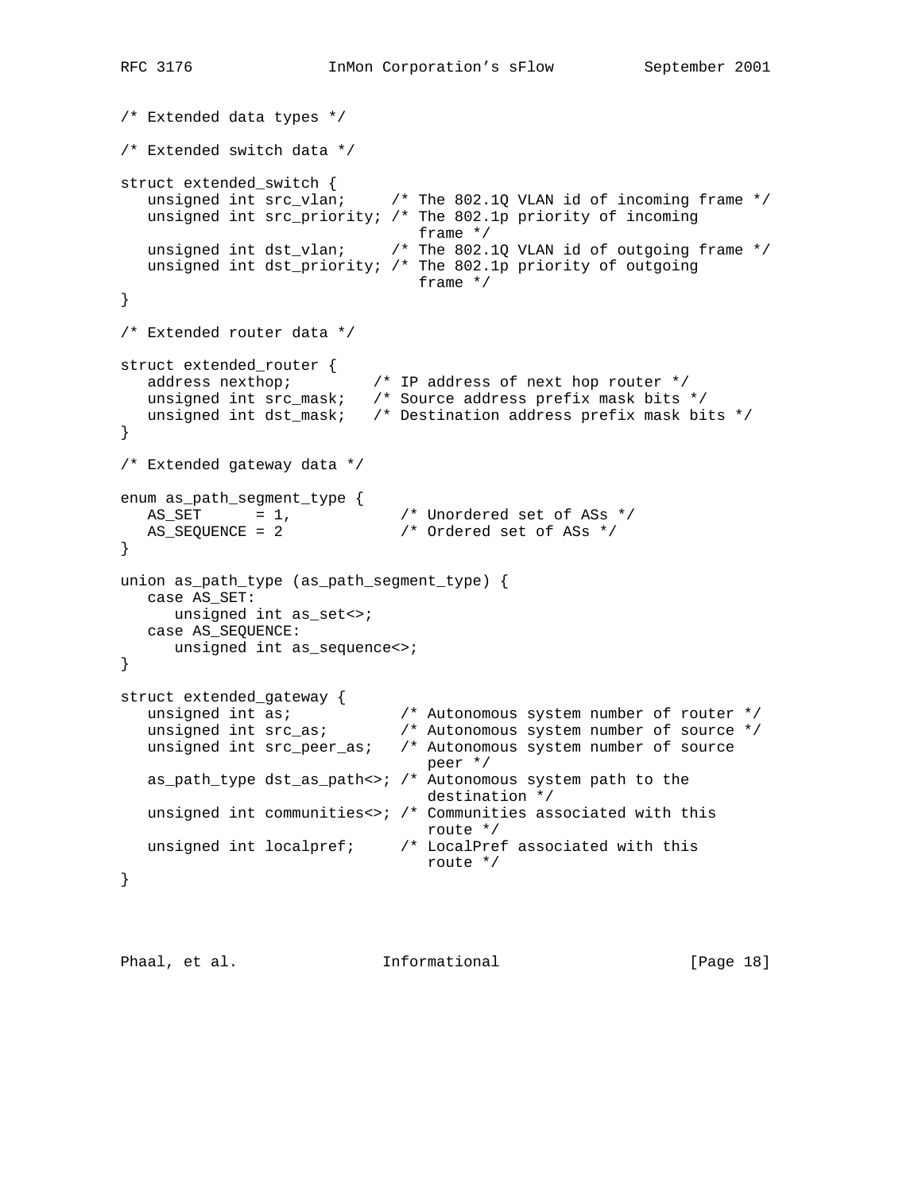```
/* Extended data types */

/* Extended switch data */

struct extended_switch {
   unsigned int src_vlan;     /* The 802.1Q VLAN id of incoming frame */
   unsigned int src_priority; /* The 802.1p priority of incoming
                                 frame */
   unsigned int dst_vlan;     /* The 802.1Q VLAN id of outgoing frame */
   unsigned int dst_priority; /* The 802.1p priority of outgoing
                                 frame */
}

/* Extended router data */

struct extended_router {
   address nexthop;         /* IP address of next hop router */
   unsigned int src_mask;   /* Source address prefix mask bits */
   unsigned int dst_mask;   /* Destination address prefix mask bits */
}

/* Extended gateway data */

enum as_path_segment_type {
   AS_SET      = 1,            /* Unordered set of ASs */
   AS_SEQUENCE = 2             /* Ordered set of ASs */
}

union as_path_type (as_path_segment_type) {
   case AS_SET:
      unsigned int as_set<>;
   case AS_SEQUENCE:
      unsigned int as_sequence<>;
}

struct extended_gateway {
   unsigned int as;            /* Autonomous system number of router */
   unsigned int src_as;        /* Autonomous system number of source */
   unsigned int src_peer_as;   /* Autonomous system number of source
                                  peer */
   as_path_type dst_as_path<>; /* Autonomous system path to the
                                  destination */
   unsigned int communities<>; /* Communities associated with this
                                  route */
   unsigned int localpref;     /* LocalPref associated with this
                                  route */
}
```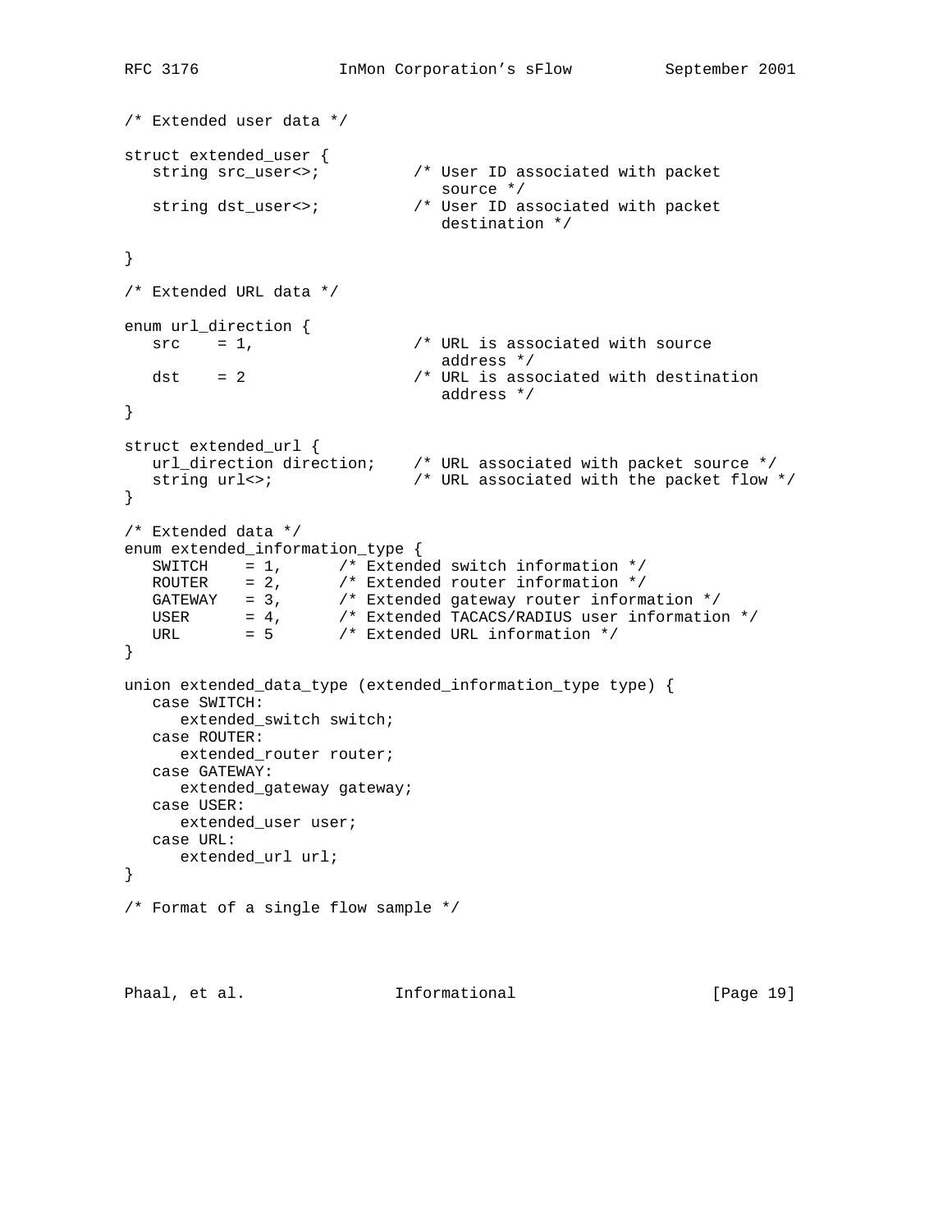```
/* Extended user data */

struct extended_user {
   string src_user<>;          /* User ID associated with packet
                                  source */
   string dst_user<>;          /* User ID associated with packet
                                  destination */

}

/* Extended URL data */

enum url_direction {
   src    = 1,                 /* URL is associated with source
                                  address */
   dst    = 2                  /* URL is associated with destination
                                  address */
}

struct extended_url {
   url_direction direction;    /* URL associated with packet source */
   string url<>;               /* URL associated with the packet flow */
}

/* Extended data */
enum extended_information_type {
   SWITCH    = 1,      /* Extended switch information */
   ROUTER    = 2,      /* Extended router information */
   GATEWAY   = 3,      /* Extended gateway router information */
   USER      = 4,      /* Extended TACACS/RADIUS user information */
   URL       = 5       /* Extended URL information */
}

union extended_data_type (extended_information_type type) {
   case SWITCH:
      extended_switch switch;
   case ROUTER:
      extended_router router;
   case GATEWAY:
      extended_gateway gateway;
   case USER:
      extended_user user;
   case URL:
      extended_url url;
}

/* Format of a single flow sample */
```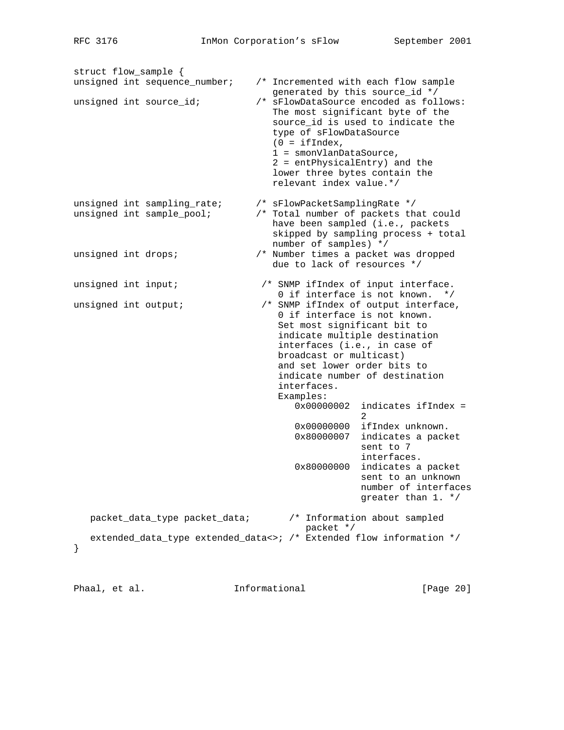```
struct flow_sample {
unsigned int sequence_number;    /* Incremented with each flow sample
                                    generated by this source_id */
unsigned int source_id;          /* sFlowDataSource encoded as follows:
                                    The most significant byte of the
                                    source_id is used to indicate the
                                    type of sFlowDataSource
                                    (0 = ifIndex,
                                    1 = smonVlanDataSource,
                                    2 = entPhysicalEntry) and the
                                    lower three bytes contain the
                                    relevant index value.*/

unsigned int sampling_rate;      /* sFlowPacketSamplingRate */
unsigned int sample_pool;        /* Total number of packets that could
                                    have been sampled (i.e., packets
                                    skipped by sampling process + total
                                    number of samples) */
unsigned int drops;              /* Number times a packet was dropped
                                    due to lack of resources */

unsigned int input;               /* SNMP ifIndex of input interface.
                                     0 if interface is not known.  */
unsigned int output;              /* SNMP ifIndex of output interface,
                                     0 if interface is not known.
                                     Set most significant bit to
                                     indicate multiple destination
                                     interfaces (i.e., in case of
                                     broadcast or multicast)
                                     and set lower order bits to
                                     indicate number of destination
                                     interfaces.
                                     Examples:
                                        0x00000002  indicates ifIndex =
                                                    2
                                        0x00000000  ifIndex unknown.
                                        0x80000007  indicates a packet
                                                    sent to 7
                                                    interfaces.
                                        0x80000000  indicates a packet
                                                    sent to an unknown
                                                    number of interfaces
                                                    greater than 1. */

   packet_data_type packet_data;       /* Information about sampled
                                          packet */
   extended_data_type extended_data<>; /* Extended flow information */
}
```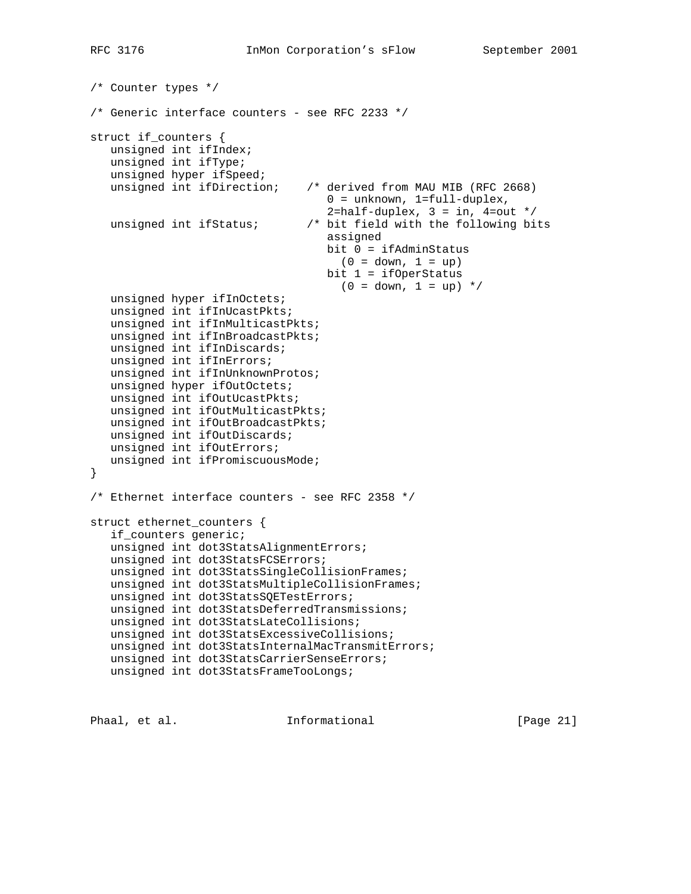```
/* Counter types */

/* Generic interface counters - see RFC 2233 */

struct if_counters {
   unsigned int ifIndex;
   unsigned int ifType;
   unsigned hyper ifSpeed;
   unsigned int ifDirection;    /* derived from MAU MIB (RFC 2668)
                                   0 = unknown, 1=full-duplex,
                                   2=half-duplex, 3 = in, 4=out */
   unsigned int ifStatus;       /* bit field with the following bits
                                   assigned
                                   bit 0 = ifAdminStatus
                                     (0 = down, 1 = up)
                                   bit 1 = ifOperStatus
                                     (0 = down, 1 = up) */
   unsigned hyper ifInOctets;
   unsigned int ifInUcastPkts;
   unsigned int ifInMulticastPkts;
   unsigned int ifInBroadcastPkts;
   unsigned int ifInDiscards;
   unsigned int ifInErrors;
   unsigned int ifInUnknownProtos;
   unsigned hyper ifOutOctets;
   unsigned int ifOutUcastPkts;
   unsigned int ifOutMulticastPkts;
   unsigned int ifOutBroadcastPkts;
   unsigned int ifOutDiscards;
   unsigned int ifOutErrors;
   unsigned int ifPromiscuousMode;
}

/* Ethernet interface counters - see RFC 2358 */

struct ethernet_counters {
   if_counters generic;
   unsigned int dot3StatsAlignmentErrors;
   unsigned int dot3StatsFCSErrors;
   unsigned int dot3StatsSingleCollisionFrames;
   unsigned int dot3StatsMultipleCollisionFrames;
   unsigned int dot3StatsSQETestErrors;
   unsigned int dot3StatsDeferredTransmissions;
   unsigned int dot3StatsLateCollisions;
   unsigned int dot3StatsExcessiveCollisions;
   unsigned int dot3StatsInternalMacTransmitErrors;
   unsigned int dot3StatsCarrierSenseErrors;
   unsigned int dot3StatsFrameTooLongs;
```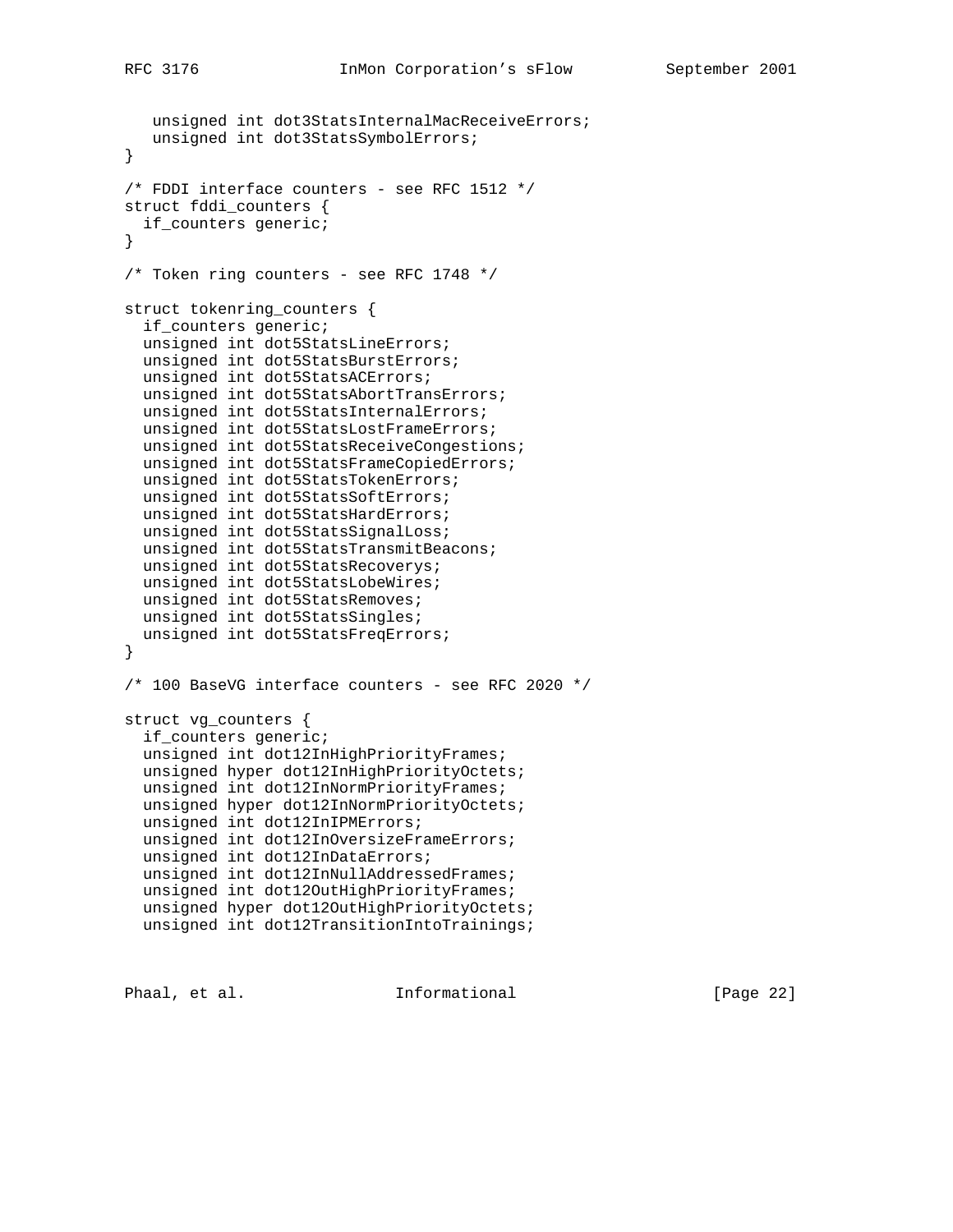```
   unsigned int dot3StatsInternalMacReceiveErrors;
   unsigned int dot3StatsSymbolErrors;
}

/* FDDI interface counters - see RFC 1512 */
struct fddi_counters {
  if_counters generic;
}

/* Token ring counters - see RFC 1748 */

struct tokenring_counters {
  if_counters generic;
  unsigned int dot5StatsLineErrors;
  unsigned int dot5StatsBurstErrors;
  unsigned int dot5StatsACErrors;
  unsigned int dot5StatsAbortTransErrors;
  unsigned int dot5StatsInternalErrors;
  unsigned int dot5StatsLostFrameErrors;
  unsigned int dot5StatsReceiveCongestions;
  unsigned int dot5StatsFrameCopiedErrors;
  unsigned int dot5StatsTokenErrors;
  unsigned int dot5StatsSoftErrors;
  unsigned int dot5StatsHardErrors;
  unsigned int dot5StatsSignalLoss;
  unsigned int dot5StatsTransmitBeacons;
  unsigned int dot5StatsRecoverys;
  unsigned int dot5StatsLobeWires;
  unsigned int dot5StatsRemoves;
  unsigned int dot5StatsSingles;
  unsigned int dot5StatsFreqErrors;
}

/* 100 BaseVG interface counters - see RFC 2020 */

struct vg_counters {
  if_counters generic;
  unsigned int dot12InHighPriorityFrames;
  unsigned hyper dot12InHighPriorityOctets;
  unsigned int dot12InNormPriorityFrames;
  unsigned hyper dot12InNormPriorityOctets;
  unsigned int dot12InIPMErrors;
  unsigned int dot12InOversizeFrameErrors;
  unsigned int dot12InDataErrors;
  unsigned int dot12InNullAddressedFrames;
  unsigned int dot12OutHighPriorityFrames;
  unsigned hyper dot12OutHighPriorityOctets;
  unsigned int dot12TransitionIntoTrainings;
```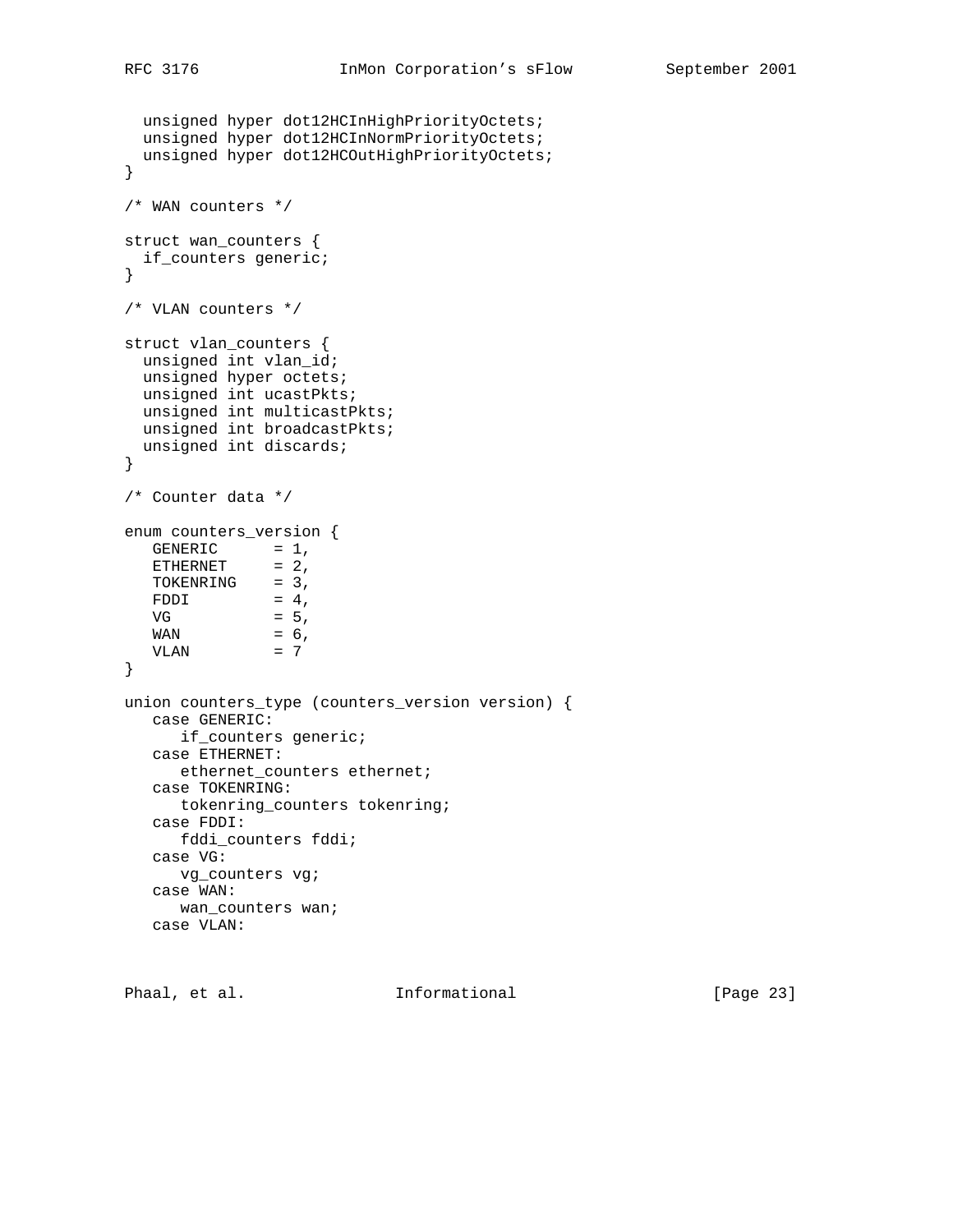```
  unsigned hyper dot12HCInHighPriorityOctets;
  unsigned hyper dot12HCInNormPriorityOctets;
  unsigned hyper dot12HCOutHighPriorityOctets;
}

/* WAN counters */

struct wan_counters {
  if_counters generic;
}

/* VLAN counters */

struct vlan_counters {
  unsigned int vlan_id;
  unsigned hyper octets;
  unsigned int ucastPkts;
  unsigned int multicastPkts;
  unsigned int broadcastPkts;
  unsigned int discards;
}

/* Counter data */

enum counters_version {
   GENERIC      = 1,
   ETHERNET     = 2,
   TOKENRING    = 3,
   FDDI         = 4,
   VG           = 5,
   WAN          = 6,
   VLAN         = 7
}

union counters_type (counters_version version) {
   case GENERIC:
      if_counters generic;
   case ETHERNET:
      ethernet_counters ethernet;
   case TOKENRING:
      tokenring_counters tokenring;
   case FDDI:
      fddi_counters fddi;
   case VG:
      vg_counters vg;
   case WAN:
      wan_counters wan;
   case VLAN:
```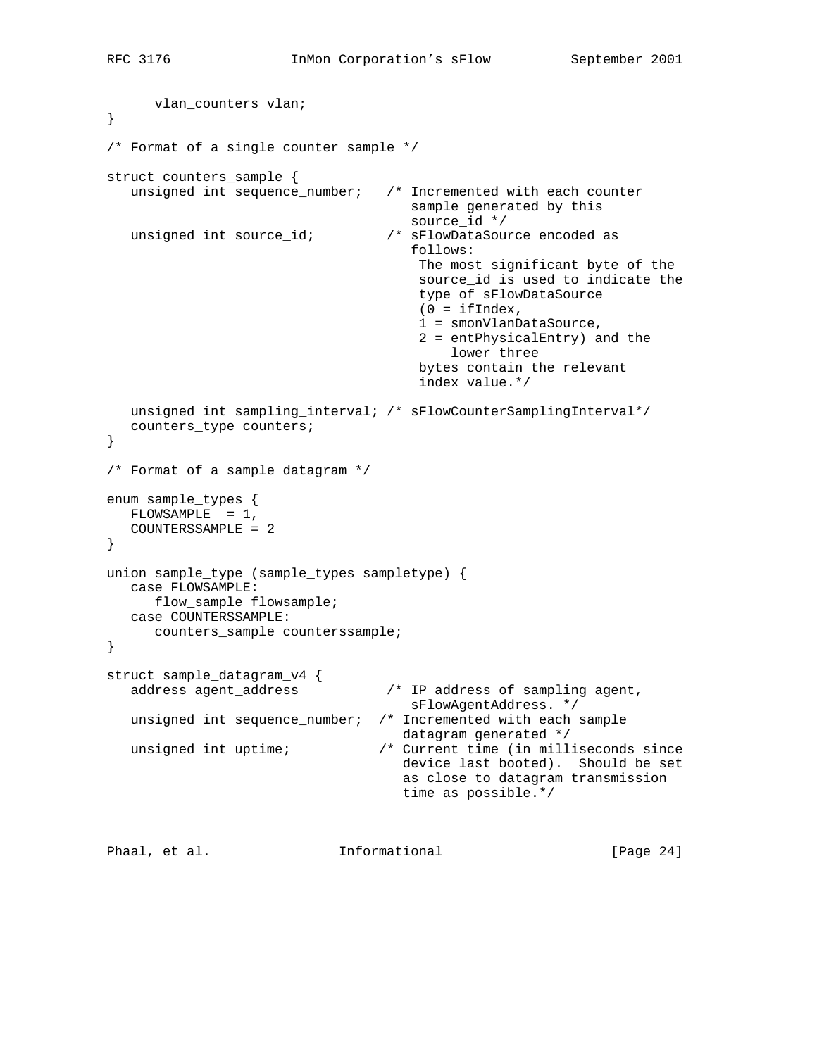```
      vlan_counters vlan;
}

/* Format of a single counter sample */

struct counters_sample {
   unsigned int sequence_number;   /* Incremented with each counter
                                      sample generated by this
                                      source_id */
   unsigned int source_id;         /* sFlowDataSource encoded as
                                      follows:
                                       The most significant byte of the
                                       source_id is used to indicate the
                                       type of sFlowDataSource
                                       (0 = ifIndex,
                                       1 = smonVlanDataSource,
                                       2 = entPhysicalEntry) and the
                                           lower three
                                       bytes contain the relevant
                                       index value.*/

   unsigned int sampling_interval; /* sFlowCounterSamplingInterval*/
   counters_type counters;
}

/* Format of a sample datagram */

enum sample_types {
   FLOWSAMPLE  = 1,
   COUNTERSSAMPLE = 2
}

union sample_type (sample_types sampletype) {
   case FLOWSAMPLE:
      flow_sample flowsample;
   case COUNTERSSAMPLE:
      counters_sample counterssample;
}

struct sample_datagram_v4 {
   address agent_address           /* IP address of sampling agent,
                                      sFlowAgentAddress. */
   unsigned int sequence_number;  /* Incremented with each sample
                                     datagram generated */
   unsigned int uptime;           /* Current time (in milliseconds since
                                     device last booted).  Should be set
                                     as close to datagram transmission
                                     time as possible.*/
```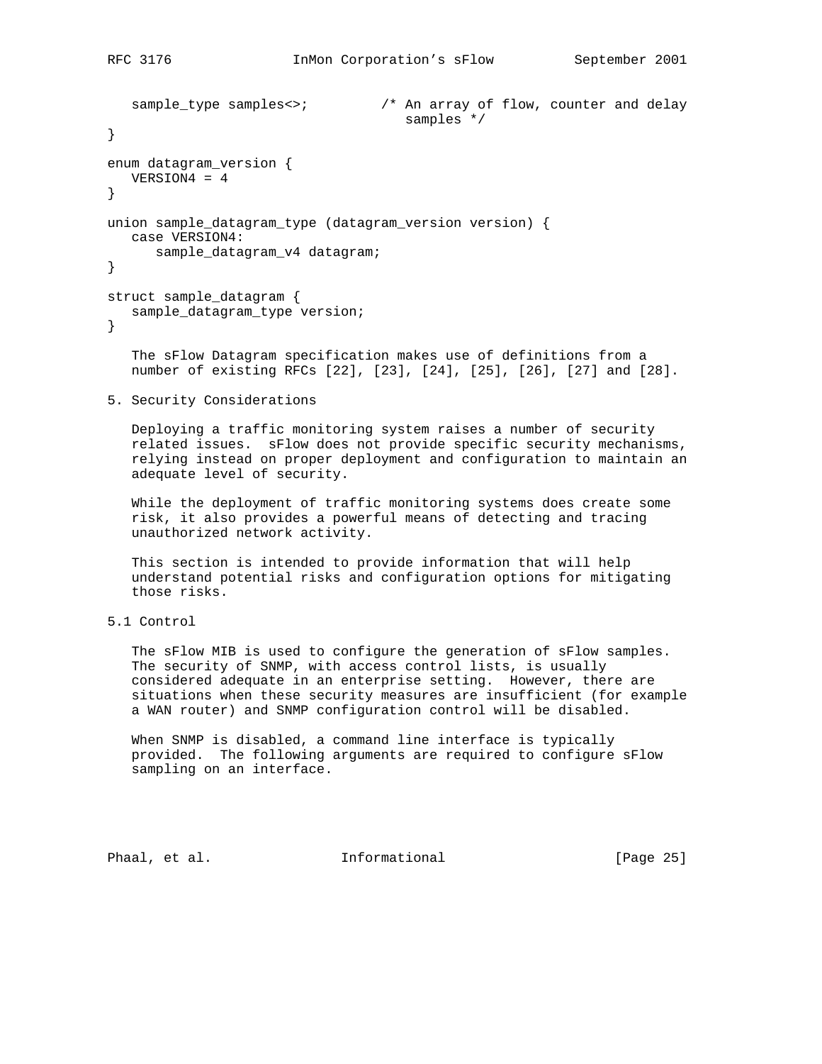```
   sample_type samples<>;         /* An array of flow, counter and delay
                                     samples */
}

enum datagram_version {
   VERSION4 = 4
}

union sample_datagram_type (datagram_version version) {
   case VERSION4:
      sample_datagram_v4 datagram;
}

struct sample_datagram {
   sample_datagram_type version;
}
```

The sFlow Datagram specification makes use of definitions from a number of existing RFCs [22], [23], [24], [25], [26], [27] and [28].

## 5. Security Considerations

Deploying a traffic monitoring system raises a number of security related issues. sFlow does not provide specific security mechanisms, relying instead on proper deployment and configuration to maintain an adequate level of security.

While the deployment of traffic monitoring systems does create some risk, it also provides a powerful means of detecting and tracing unauthorized network activity.

This section is intended to provide information that will help understand potential risks and configuration options for mitigating those risks.

### 5.1 Control

The sFlow MIB is used to configure the generation of sFlow samples. The security of SNMP, with access control lists, is usually considered adequate in an enterprise setting. However, there are situations when these security measures are insufficient (for example a WAN router) and SNMP configuration control will be disabled.

When SNMP is disabled, a command line interface is typically provided. The following arguments are required to configure sFlow sampling on an interface.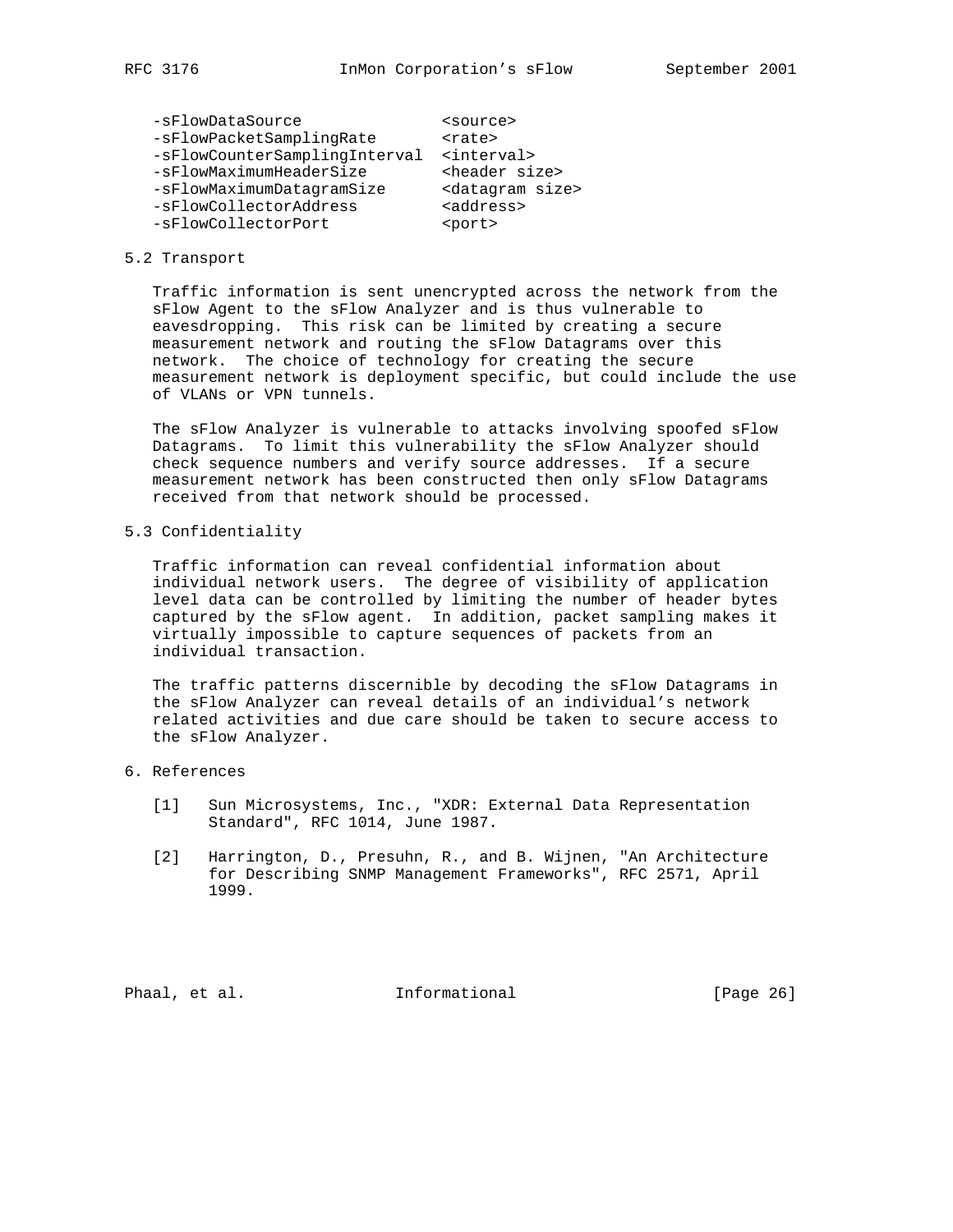```
-sFlowDataSource              <source>
-sFlowPacketSamplingRate      <rate>
-sFlowCounterSamplingInterval <interval>
-sFlowMaximumHeaderSize       <header size>
-sFlowMaximumDatagramSize     <datagram size>
-sFlowCollectorAddress        <address>
-sFlowCollectorPort           <port>
```

## 5.2 Transport

Traffic information is sent unencrypted across the network from the sFlow Agent to the sFlow Analyzer and is thus vulnerable to eavesdropping. This risk can be limited by creating a secure measurement network and routing the sFlow Datagrams over this network. The choice of technology for creating the secure measurement network is deployment specific, but could include the use of VLANs or VPN tunnels.

The sFlow Analyzer is vulnerable to attacks involving spoofed sFlow Datagrams. To limit this vulnerability the sFlow Analyzer should check sequence numbers and verify source addresses. If a secure measurement network has been constructed then only sFlow Datagrams received from that network should be processed.

## 5.3 Confidentiality

Traffic information can reveal confidential information about individual network users. The degree of visibility of application level data can be controlled by limiting the number of header bytes captured by the sFlow agent. In addition, packet sampling makes it virtually impossible to capture sequences of packets from an individual transaction.

The traffic patterns discernible by decoding the sFlow Datagrams in the sFlow Analyzer can reveal details of an individual's network related activities and due care should be taken to secure access to the sFlow Analyzer.

# 6. References

[1] Sun Microsystems, Inc., "XDR: External Data Representation Standard", RFC 1014, June 1987.

[2] Harrington, D., Presuhn, R., and B. Wijnen, "An Architecture for Describing SNMP Management Frameworks", RFC 2571, April 1999.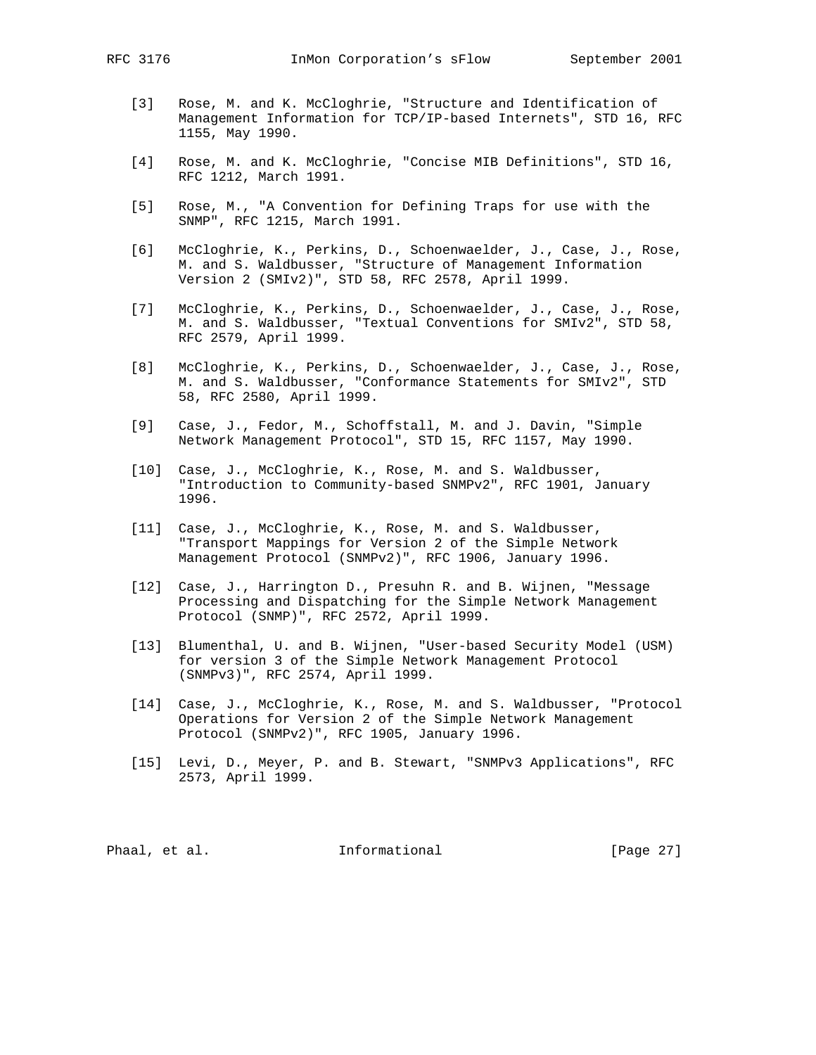[3] Rose, M. and K. McCloghrie, "Structure and Identification of Management Information for TCP/IP-based Internets", STD 16, RFC 1155, May 1990.

[4] Rose, M. and K. McCloghrie, "Concise MIB Definitions", STD 16, RFC 1212, March 1991.

[5] Rose, M., "A Convention for Defining Traps for use with the SNMP", RFC 1215, March 1991.

[6] McCloghrie, K., Perkins, D., Schoenwaelder, J., Case, J., Rose, M. and S. Waldbusser, "Structure of Management Information Version 2 (SMIv2)", STD 58, RFC 2578, April 1999.

[7] McCloghrie, K., Perkins, D., Schoenwaelder, J., Case, J., Rose, M. and S. Waldbusser, "Textual Conventions for SMIv2", STD 58, RFC 2579, April 1999.

[8] McCloghrie, K., Perkins, D., Schoenwaelder, J., Case, J., Rose, M. and S. Waldbusser, "Conformance Statements for SMIv2", STD 58, RFC 2580, April 1999.

[9] Case, J., Fedor, M., Schoffstall, M. and J. Davin, "Simple Network Management Protocol", STD 15, RFC 1157, May 1990.

[10] Case, J., McCloghrie, K., Rose, M. and S. Waldbusser, "Introduction to Community-based SNMPv2", RFC 1901, January 1996.

[11] Case, J., McCloghrie, K., Rose, M. and S. Waldbusser, "Transport Mappings for Version 2 of the Simple Network Management Protocol (SNMPv2)", RFC 1906, January 1996.

[12] Case, J., Harrington D., Presuhn R. and B. Wijnen, "Message Processing and Dispatching for the Simple Network Management Protocol (SNMP)", RFC 2572, April 1999.

[13] Blumenthal, U. and B. Wijnen, "User-based Security Model (USM) for version 3 of the Simple Network Management Protocol (SNMPv3)", RFC 2574, April 1999.

[14] Case, J., McCloghrie, K., Rose, M. and S. Waldbusser, "Protocol Operations for Version 2 of the Simple Network Management Protocol (SNMPv2)", RFC 1905, January 1996.

[15] Levi, D., Meyer, P. and B. Stewart, "SNMPv3 Applications", RFC 2573, April 1999.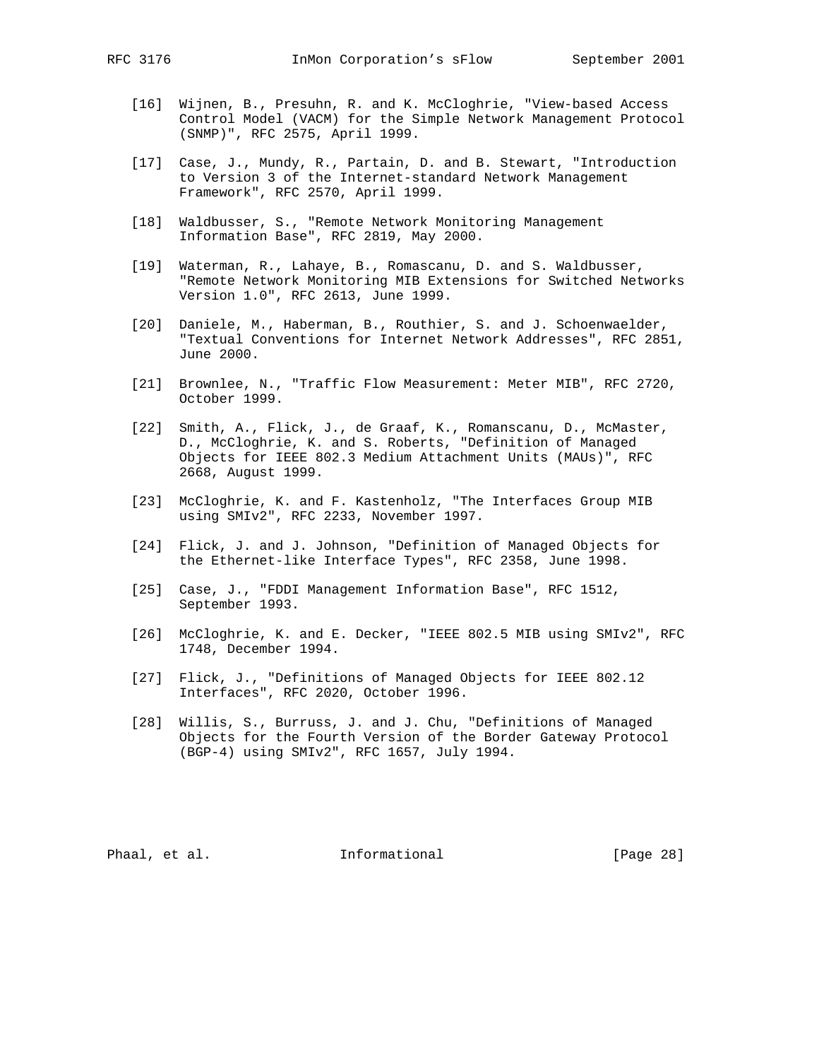[16] Wijnen, B., Presuhn, R. and K. McCloghrie, "View-based Access Control Model (VACM) for the Simple Network Management Protocol (SNMP)", RFC 2575, April 1999.

[17] Case, J., Mundy, R., Partain, D. and B. Stewart, "Introduction to Version 3 of the Internet-standard Network Management Framework", RFC 2570, April 1999.

[18] Waldbusser, S., "Remote Network Monitoring Management Information Base", RFC 2819, May 2000.

[19] Waterman, R., Lahaye, B., Romascanu, D. and S. Waldbusser, "Remote Network Monitoring MIB Extensions for Switched Networks Version 1.0", RFC 2613, June 1999.

[20] Daniele, M., Haberman, B., Routhier, S. and J. Schoenwaelder, "Textual Conventions for Internet Network Addresses", RFC 2851, June 2000.

[21] Brownlee, N., "Traffic Flow Measurement: Meter MIB", RFC 2720, October 1999.

[22] Smith, A., Flick, J., de Graaf, K., Romanscanu, D., McMaster, D., McCloghrie, K. and S. Roberts, "Definition of Managed Objects for IEEE 802.3 Medium Attachment Units (MAUs)", RFC 2668, August 1999.

[23] McCloghrie, K. and F. Kastenholz, "The Interfaces Group MIB using SMIv2", RFC 2233, November 1997.

[24] Flick, J. and J. Johnson, "Definition of Managed Objects for the Ethernet-like Interface Types", RFC 2358, June 1998.

[25] Case, J., "FDDI Management Information Base", RFC 1512, September 1993.

[26] McCloghrie, K. and E. Decker, "IEEE 802.5 MIB using SMIv2", RFC 1748, December 1994.

[27] Flick, J., "Definitions of Managed Objects for IEEE 802.12 Interfaces", RFC 2020, October 1996.

[28] Willis, S., Burruss, J. and J. Chu, "Definitions of Managed Objects for the Fourth Version of the Border Gateway Protocol (BGP-4) using SMIv2", RFC 1657, July 1994.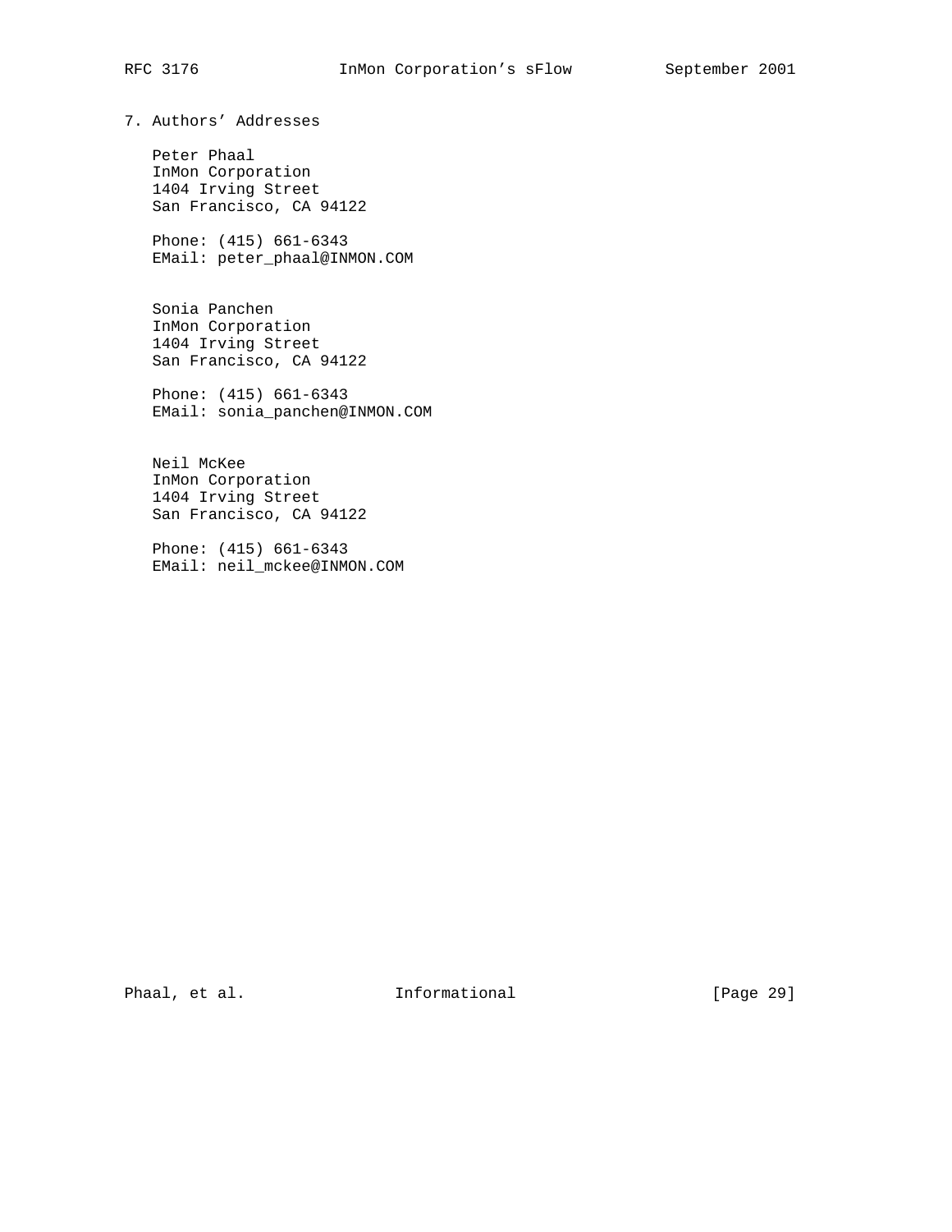## 7. Authors' Addresses

Peter Phaal
InMon Corporation
1404 Irving Street
San Francisco, CA 94122

Phone: (415) 661-6343
EMail: peter_phaal@INMON.COM

Sonia Panchen
InMon Corporation
1404 Irving Street
San Francisco, CA 94122

Phone: (415) 661-6343
EMail: sonia_panchen@INMON.COM

Neil McKee
InMon Corporation
1404 Irving Street
San Francisco, CA 94122

Phone: (415) 661-6343
EMail: neil_mckee@INMON.COM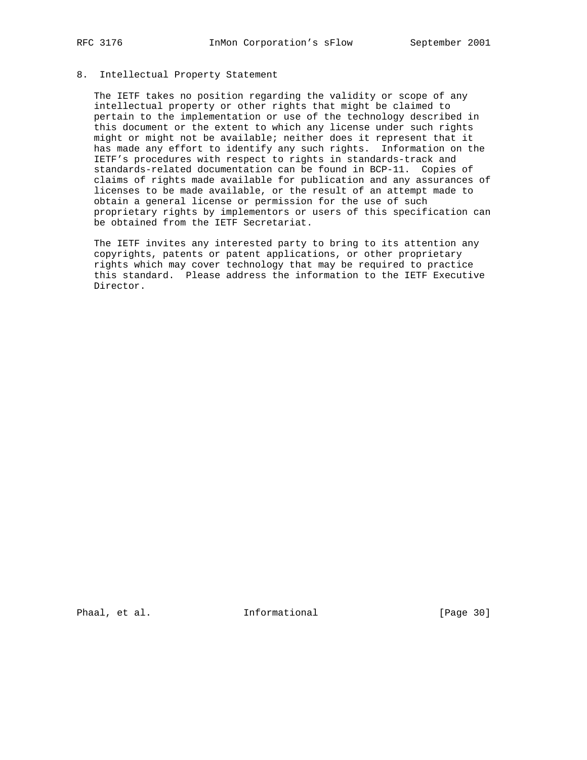## 8. Intellectual Property Statement

The IETF takes no position regarding the validity or scope of any intellectual property or other rights that might be claimed to pertain to the implementation or use of the technology described in this document or the extent to which any license under such rights might or might not be available; neither does it represent that it has made any effort to identify any such rights. Information on the IETF's procedures with respect to rights in standards-track and standards-related documentation can be found in BCP-11. Copies of claims of rights made available for publication and any assurances of licenses to be made available, or the result of an attempt made to obtain a general license or permission for the use of such proprietary rights by implementors or users of this specification can be obtained from the IETF Secretariat.

The IETF invites any interested party to bring to its attention any copyrights, patents or patent applications, or other proprietary rights which may cover technology that may be required to practice this standard. Please address the information to the IETF Executive Director.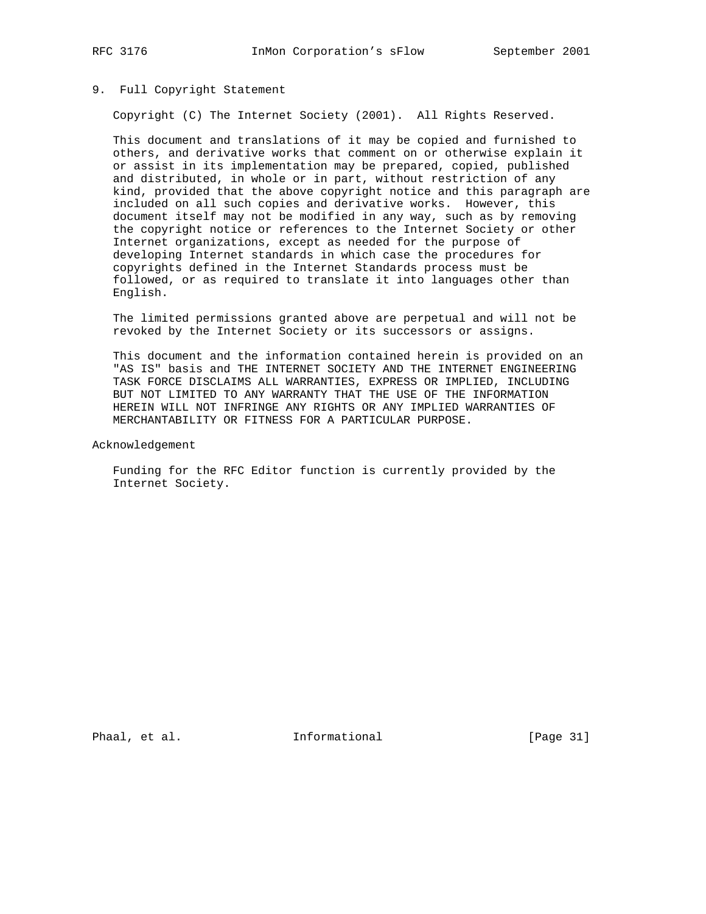## 9. Full Copyright Statement

Copyright (C) The Internet Society (2001). All Rights Reserved.

This document and translations of it may be copied and furnished to others, and derivative works that comment on or otherwise explain it or assist in its implementation may be prepared, copied, published and distributed, in whole or in part, without restriction of any kind, provided that the above copyright notice and this paragraph are included on all such copies and derivative works. However, this document itself may not be modified in any way, such as by removing the copyright notice or references to the Internet Society or other Internet organizations, except as needed for the purpose of developing Internet standards in which case the procedures for copyrights defined in the Internet Standards process must be followed, or as required to translate it into languages other than English.

The limited permissions granted above are perpetual and will not be revoked by the Internet Society or its successors or assigns.

This document and the information contained herein is provided on an "AS IS" basis and THE INTERNET SOCIETY AND THE INTERNET ENGINEERING TASK FORCE DISCLAIMS ALL WARRANTIES, EXPRESS OR IMPLIED, INCLUDING BUT NOT LIMITED TO ANY WARRANTY THAT THE USE OF THE INFORMATION HEREIN WILL NOT INFRINGE ANY RIGHTS OR ANY IMPLIED WARRANTIES OF MERCHANTABILITY OR FITNESS FOR A PARTICULAR PURPOSE.

## Acknowledgement

Funding for the RFC Editor function is currently provided by the Internet Society.